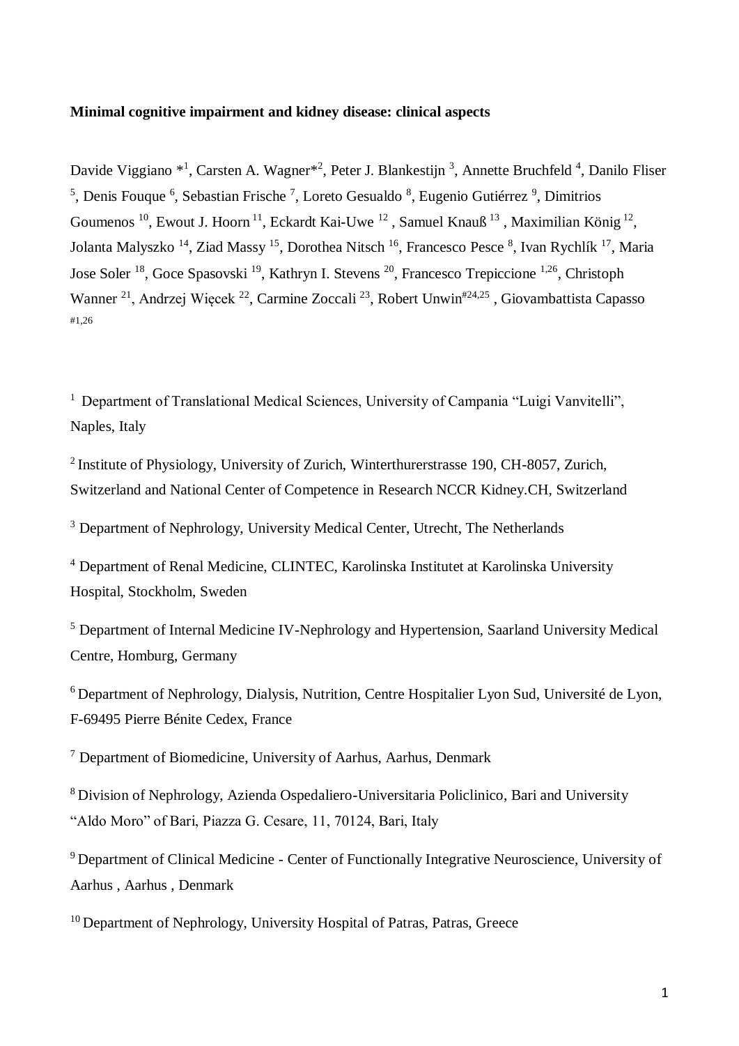**Minimal cognitive impairment and kidney disease: clinical aspects**

Davide Viggiano *[1], Carsten A. Wagner*[2], Peter J. Blankestijn [3], Annette Bruchfeld [4], Danilo Fliser [5], Denis Fouque [6], Sebastian Frische [7], Loreto Gesualdo [8], Eugenio Gutiérrez [9], Dimitrios Goumenos [10], Ewout J. Hoorn [11], Eckardt Kai-Uwe [12] , Samuel Knauß [13] , Maximilian König [12], Jolanta Malyszko [14], Ziad Massy [15], Dorothea Nitsch [16], Francesco Pesce [8], Ivan Rychlík [17], Maria Jose Soler [18], Goce Spasovski [19], Kathryn I. Stevens [20], Francesco Trepiccione [1,26], Christoph Wanner [21], Andrzej Więcek [22], Carmine Zoccali [23], Robert Unwin[#24,25] , Giovambattista Capasso [#1,26]

[1] Department of Translational Medical Sciences, University of Campania "Luigi Vanvitelli", Naples, Italy

[2] Institute of Physiology, University of Zurich, Winterthurerstrasse 190, CH-8057, Zurich, Switzerland and National Center of Competence in Research NCCR Kidney.CH, Switzerland

[3] Department of Nephrology, University Medical Center, Utrecht, The Netherlands

[4] Department of Renal Medicine, CLINTEC, Karolinska Institutet at Karolinska University Hospital, Stockholm, Sweden

[5] Department of Internal Medicine IV-Nephrology and Hypertension, Saarland University Medical Centre, Homburg, Germany

[6] Department of Nephrology, Dialysis, Nutrition, Centre Hospitalier Lyon Sud, Université de Lyon, F-69495 Pierre Bénite Cedex, France

[7] Department of Biomedicine, University of Aarhus, Aarhus, Denmark

[8] Division of Nephrology, Azienda Ospedaliero-Universitaria Policlinico, Bari and University "Aldo Moro" of Bari, Piazza G. Cesare, 11, 70124, Bari, Italy

[9] Department of Clinical Medicine - Center of Functionally Integrative Neuroscience, University of Aarhus , Aarhus , Denmark

[10] Department of Nephrology, University Hospital of Patras, Patras, Greece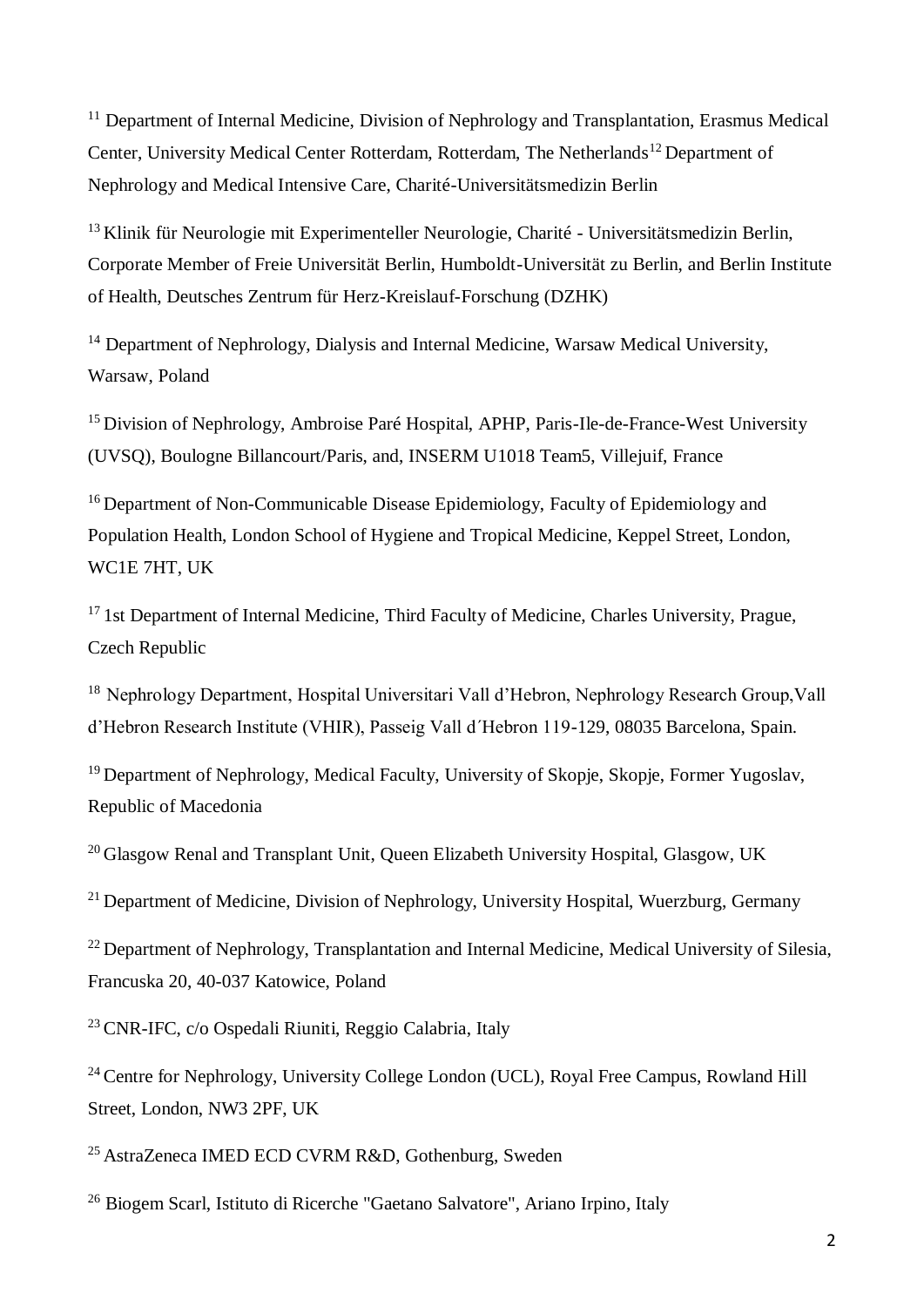[11] Department of Internal Medicine, Division of Nephrology and Transplantation, Erasmus Medical Center, University Medical Center Rotterdam, Rotterdam, The Netherlands[12] Department of Nephrology and Medical Intensive Care, Charité-Universitätsmedizin Berlin

[13] Klinik für Neurologie mit Experimenteller Neurologie, Charité - Universitätsmedizin Berlin, Corporate Member of Freie Universität Berlin, Humboldt-Universität zu Berlin, and Berlin Institute of Health, Deutsches Zentrum für Herz-Kreislauf-Forschung (DZHK)

[14] Department of Nephrology, Dialysis and Internal Medicine, Warsaw Medical University, Warsaw, Poland

[15] Division of Nephrology, Ambroise Paré Hospital, APHP, Paris-Ile-de-France-West University (UVSQ), Boulogne Billancourt/Paris, and, INSERM U1018 Team5, Villejuif, France

[16] Department of Non-Communicable Disease Epidemiology, Faculty of Epidemiology and Population Health, London School of Hygiene and Tropical Medicine, Keppel Street, London, WC1E 7HT, UK

[17] 1st Department of Internal Medicine, Third Faculty of Medicine, Charles University, Prague, Czech Republic

[18] Nephrology Department, Hospital Universitari Vall d'Hebron, Nephrology Research Group,Vall d'Hebron Research Institute (VHIR), Passeig Vall d´Hebron 119-129, 08035 Barcelona, Spain.

[19] Department of Nephrology, Medical Faculty, University of Skopje, Skopje, Former Yugoslav, Republic of Macedonia

[20] Glasgow Renal and Transplant Unit, Queen Elizabeth University Hospital, Glasgow, UK

[21] Department of Medicine, Division of Nephrology, University Hospital, Wuerzburg, Germany

[22] Department of Nephrology, Transplantation and Internal Medicine, Medical University of Silesia, Francuska 20, 40-037 Katowice, Poland

[23] CNR-IFC, c/o Ospedali Riuniti, Reggio Calabria, Italy

[24] Centre for Nephrology, University College London (UCL), Royal Free Campus, Rowland Hill Street, London, NW3 2PF, UK

[25] AstraZeneca IMED ECD CVRM R&D, Gothenburg, Sweden

[26] Biogem Scarl, Istituto di Ricerche "Gaetano Salvatore", Ariano Irpino, Italy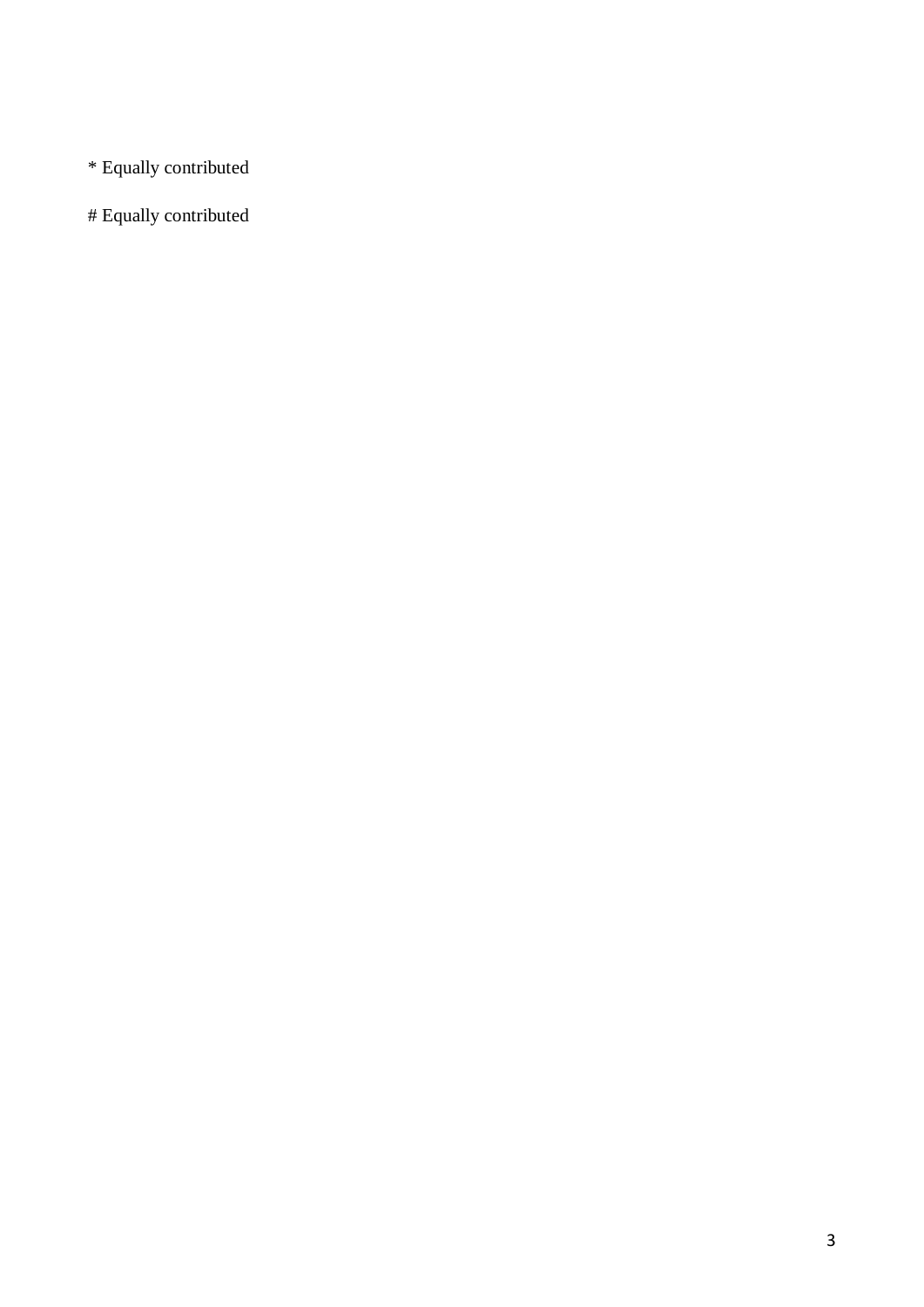* Equally contributed

# Equally contributed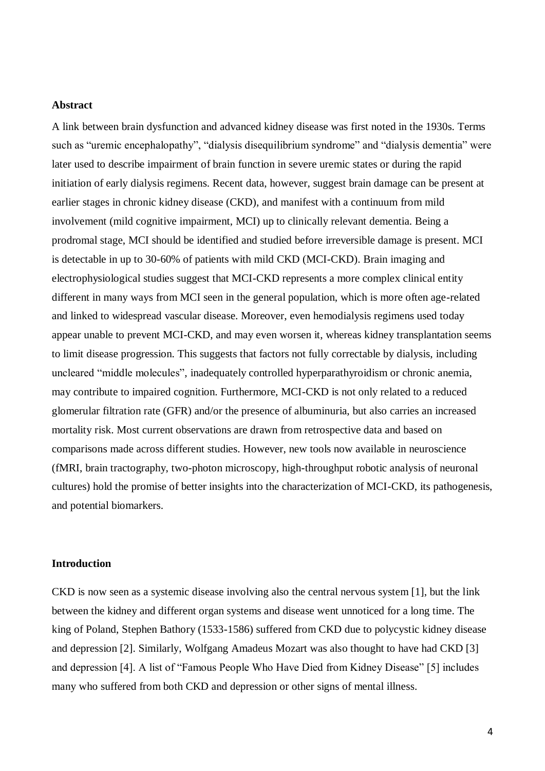**Abstract**

A link between brain dysfunction and advanced kidney disease was first noted in the 1930s. Terms such as "uremic encephalopathy", "dialysis disequilibrium syndrome" and "dialysis dementia" were later used to describe impairment of brain function in severe uremic states or during the rapid initiation of early dialysis regimens. Recent data, however, suggest brain damage can be present at earlier stages in chronic kidney disease (CKD), and manifest with a continuum from mild involvement (mild cognitive impairment, MCI) up to clinically relevant dementia. Being a prodromal stage, MCI should be identified and studied before irreversible damage is present. MCI is detectable in up to 30-60% of patients with mild CKD (MCI-CKD). Brain imaging and electrophysiological studies suggest that MCI-CKD represents a more complex clinical entity different in many ways from MCI seen in the general population, which is more often age-related and linked to widespread vascular disease. Moreover, even hemodialysis regimens used today appear unable to prevent MCI-CKD, and may even worsen it, whereas kidney transplantation seems to limit disease progression. This suggests that factors not fully correctable by dialysis, including uncleared "middle molecules", inadequately controlled hyperparathyroidism or chronic anemia, may contribute to impaired cognition. Furthermore, MCI-CKD is not only related to a reduced glomerular filtration rate (GFR) and/or the presence of albuminuria, but also carries an increased mortality risk. Most current observations are drawn from retrospective data and based on comparisons made across different studies. However, new tools now available in neuroscience (fMRI, brain tractography, two-photon microscopy, high-throughput robotic analysis of neuronal cultures) hold the promise of better insights into the characterization of MCI-CKD, its pathogenesis, and potential biomarkers.

**Introduction**

CKD is now seen as a systemic disease involving also the central nervous system [1], but the link between the kidney and different organ systems and disease went unnoticed for a long time. The king of Poland, Stephen Bathory (1533-1586) suffered from CKD due to polycystic kidney disease and depression [2]. Similarly, Wolfgang Amadeus Mozart was also thought to have had CKD [3] and depression [4]. A list of "Famous People Who Have Died from Kidney Disease" [5] includes many who suffered from both CKD and depression or other signs of mental illness.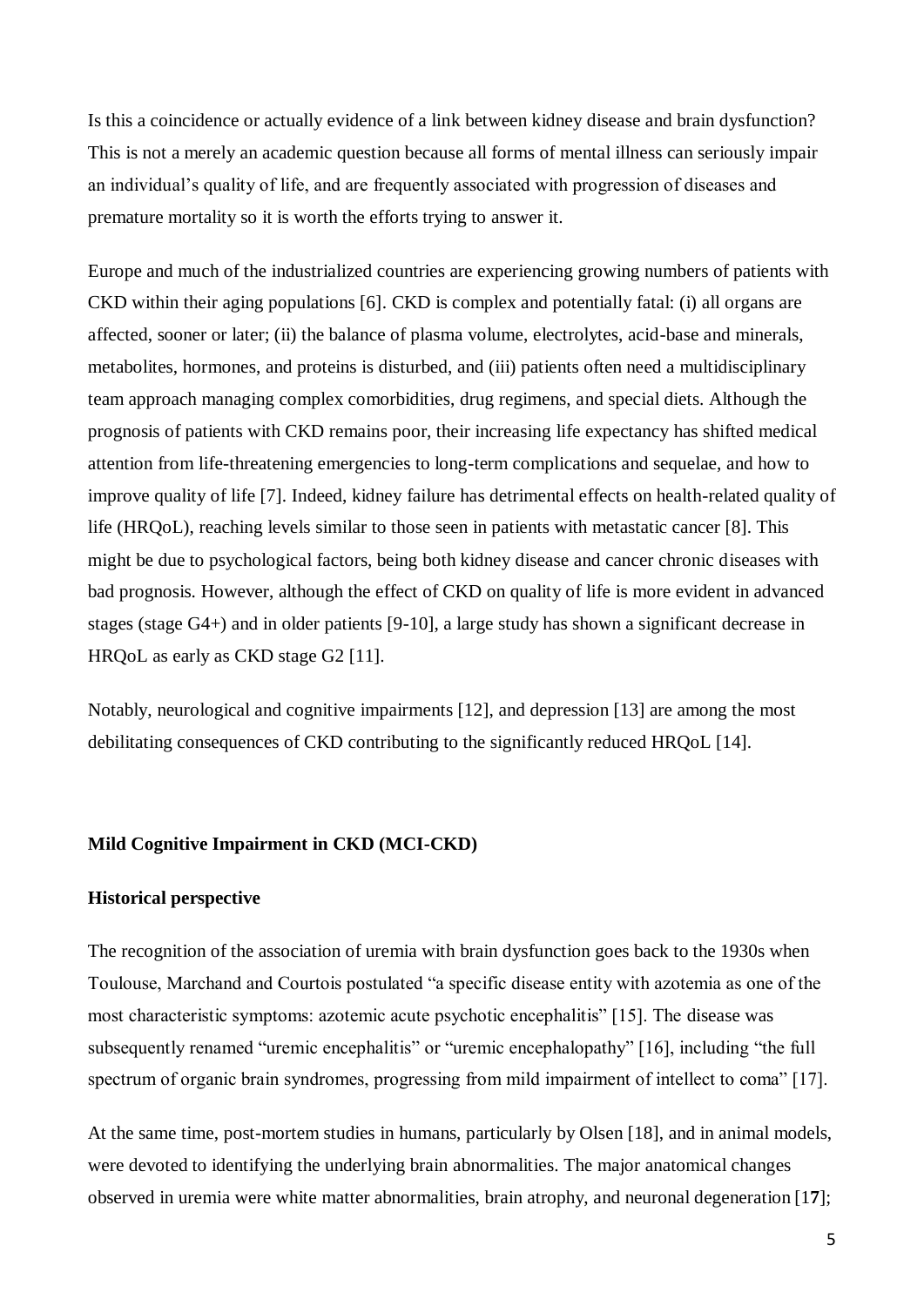Is this a coincidence or actually evidence of a link between kidney disease and brain dysfunction? This is not a merely an academic question because all forms of mental illness can seriously impair an individual's quality of life, and are frequently associated with progression of diseases and premature mortality so it is worth the efforts trying to answer it.

Europe and much of the industrialized countries are experiencing growing numbers of patients with CKD within their aging populations [6]. CKD is complex and potentially fatal: (i) all organs are affected, sooner or later; (ii) the balance of plasma volume, electrolytes, acid-base and minerals, metabolites, hormones, and proteins is disturbed, and (iii) patients often need a multidisciplinary team approach managing complex comorbidities, drug regimens, and special diets. Although the prognosis of patients with CKD remains poor, their increasing life expectancy has shifted medical attention from life-threatening emergencies to long-term complications and sequelae, and how to improve quality of life [7]. Indeed, kidney failure has detrimental effects on health-related quality of life (HRQoL), reaching levels similar to those seen in patients with metastatic cancer [8]. This might be due to psychological factors, being both kidney disease and cancer chronic diseases with bad prognosis. However, although the effect of CKD on quality of life is more evident in advanced stages (stage G4+) and in older patients [9-10], a large study has shown a significant decrease in HRQoL as early as CKD stage G2 [11].

Notably, neurological and cognitive impairments [12], and depression [13] are among the most debilitating consequences of CKD contributing to the significantly reduced HRQoL [14].

## Mild Cognitive Impairment in CKD (MCI-CKD)

### Historical perspective

The recognition of the association of uremia with brain dysfunction goes back to the 1930s when Toulouse, Marchand and Courtois postulated "a specific disease entity with azotemia as one of the most characteristic symptoms: azotemic acute psychotic encephalitis" [15]. The disease was subsequently renamed "uremic encephalitis" or "uremic encephalopathy" [16], including "the full spectrum of organic brain syndromes, progressing from mild impairment of intellect to coma" [17].

At the same time, post-mortem studies in humans, particularly by Olsen [18], and in animal models, were devoted to identifying the underlying brain abnormalities. The major anatomical changes observed in uremia were white matter abnormalities, brain atrophy, and neuronal degeneration [17];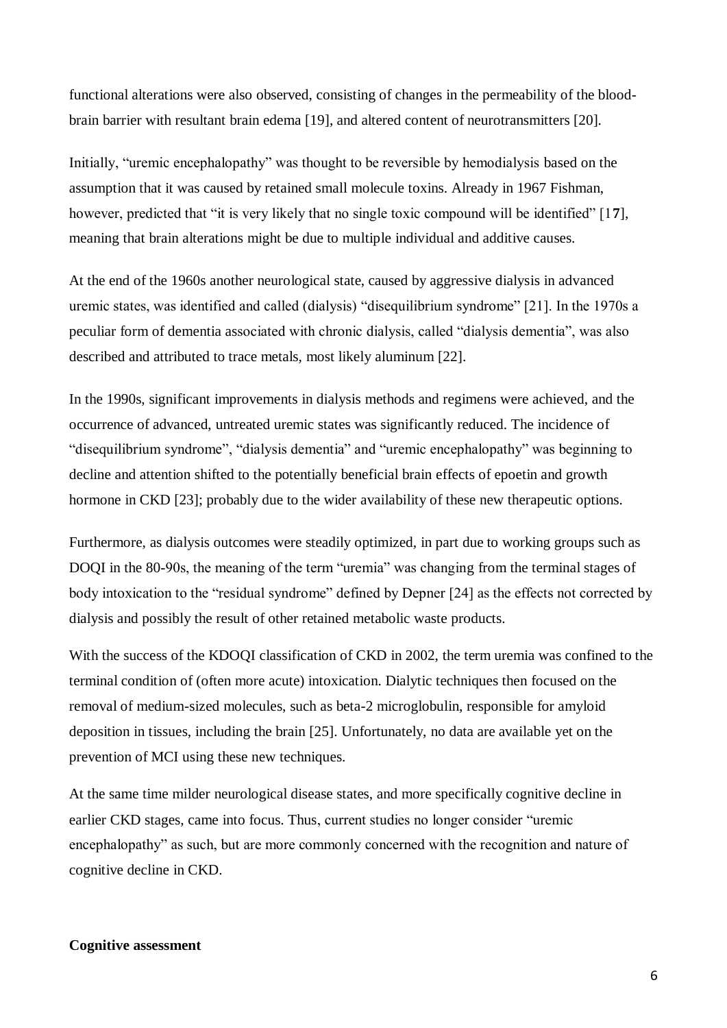functional alterations were also observed, consisting of changes in the permeability of the blood-brain barrier with resultant brain edema [19], and altered content of neurotransmitters [20].

Initially, "uremic encephalopathy" was thought to be reversible by hemodialysis based on the assumption that it was caused by retained small molecule toxins. Already in 1967 Fishman, however, predicted that "it is very likely that no single toxic compound will be identified" [17], meaning that brain alterations might be due to multiple individual and additive causes.

At the end of the 1960s another neurological state, caused by aggressive dialysis in advanced uremic states, was identified and called (dialysis) "disequilibrium syndrome" [21]. In the 1970s a peculiar form of dementia associated with chronic dialysis, called "dialysis dementia", was also described and attributed to trace metals, most likely aluminum [22].

In the 1990s, significant improvements in dialysis methods and regimens were achieved, and the occurrence of advanced, untreated uremic states was significantly reduced. The incidence of "disequilibrium syndrome", "dialysis dementia" and "uremic encephalopathy" was beginning to decline and attention shifted to the potentially beneficial brain effects of epoetin and growth hormone in CKD [23]; probably due to the wider availability of these new therapeutic options.

Furthermore, as dialysis outcomes were steadily optimized, in part due to working groups such as DOQI in the 80-90s, the meaning of the term "uremia" was changing from the terminal stages of body intoxication to the "residual syndrome" defined by Depner [24] as the effects not corrected by dialysis and possibly the result of other retained metabolic waste products.

With the success of the KDOQI classification of CKD in 2002, the term uremia was confined to the terminal condition of (often more acute) intoxication. Dialytic techniques then focused on the removal of medium-sized molecules, such as beta-2 microglobulin, responsible for amyloid deposition in tissues, including the brain [25]. Unfortunately, no data are available yet on the prevention of MCI using these new techniques.

At the same time milder neurological disease states, and more specifically cognitive decline in earlier CKD stages, came into focus. Thus, current studies no longer consider "uremic encephalopathy" as such, but are more commonly concerned with the recognition and nature of cognitive decline in CKD.

**Cognitive assessment**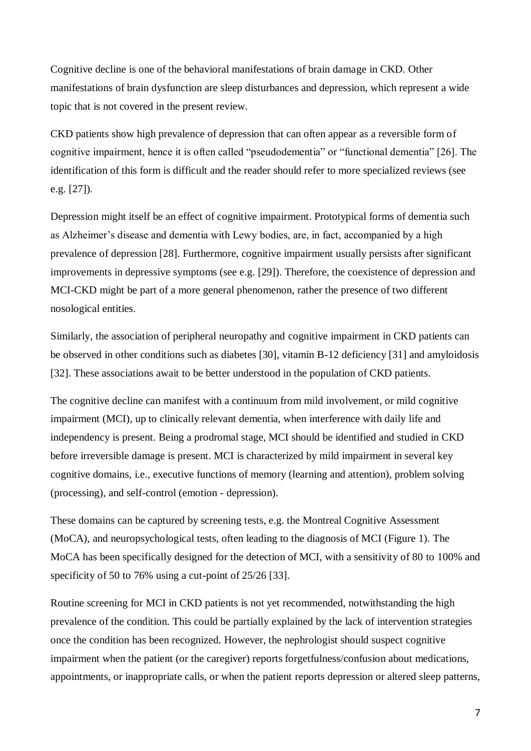Cognitive decline is one of the behavioral manifestations of brain damage in CKD. Other manifestations of brain dysfunction are sleep disturbances and depression, which represent a wide topic that is not covered in the present review.

CKD patients show high prevalence of depression that can often appear as a reversible form of cognitive impairment, hence it is often called “pseudodementia” or “functional dementia” [26]. The identification of this form is difficult and the reader should refer to more specialized reviews (see e.g. [27]).

Depression might itself be an effect of cognitive impairment. Prototypical forms of dementia such as Alzheimer’s disease and dementia with Lewy bodies, are, in fact, accompanied by a high prevalence of depression [28]. Furthermore, cognitive impairment usually persists after significant improvements in depressive symptoms (see e.g. [29]). Therefore, the coexistence of depression and MCI-CKD might be part of a more general phenomenon, rather the presence of two different nosological entities.

Similarly, the association of peripheral neuropathy and cognitive impairment in CKD patients can be observed in other conditions such as diabetes [30], vitamin B-12 deficiency [31] and amyloidosis [32]. These associations await to be better understood in the population of CKD patients.

The cognitive decline can manifest with a continuum from mild involvement, or mild cognitive impairment (MCI), up to clinically relevant dementia, when interference with daily life and independency is present. Being a prodromal stage, MCI should be identified and studied in CKD before irreversible damage is present. MCI is characterized by mild impairment in several key cognitive domains, i.e., executive functions of memory (learning and attention), problem solving (processing), and self-control (emotion - depression).

These domains can be captured by screening tests, e.g. the Montreal Cognitive Assessment (MoCA), and neuropsychological tests, often leading to the diagnosis of MCI (Figure 1). The MoCA has been specifically designed for the detection of MCI, with a sensitivity of 80 to 100% and specificity of 50 to 76% using a cut-point of 25/26 [33].

Routine screening for MCI in CKD patients is not yet recommended, notwithstanding the high prevalence of the condition. This could be partially explained by the lack of intervention strategies once the condition has been recognized. However, the nephrologist should suspect cognitive impairment when the patient (or the caregiver) reports forgetfulness/confusion about medications, appointments, or inappropriate calls, or when the patient reports depression or altered sleep patterns,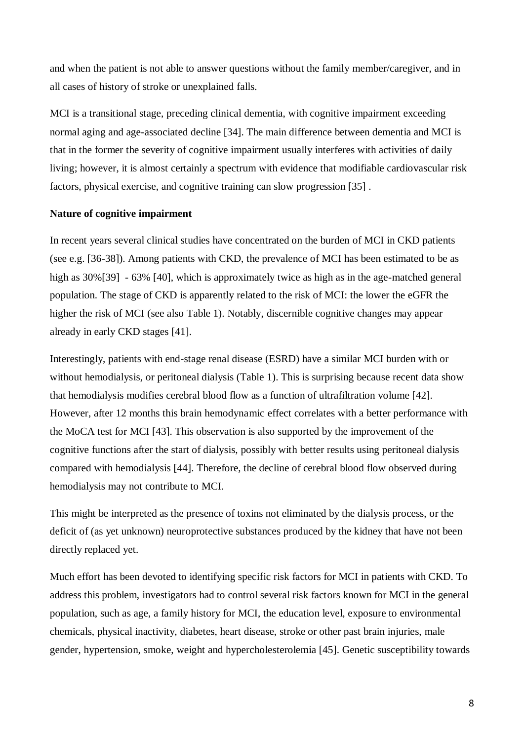and when the patient is not able to answer questions without the family member/caregiver, and in all cases of history of stroke or unexplained falls.

MCI is a transitional stage, preceding clinical dementia, with cognitive impairment exceeding normal aging and age-associated decline [34]. The main difference between dementia and MCI is that in the former the severity of cognitive impairment usually interferes with activities of daily living; however, it is almost certainly a spectrum with evidence that modifiable cardiovascular risk factors, physical exercise, and cognitive training can slow progression [35] .

**Nature of cognitive impairment**

In recent years several clinical studies have concentrated on the burden of MCI in CKD patients (see e.g. [36-38]). Among patients with CKD, the prevalence of MCI has been estimated to be as high as 30%[39] - 63% [40], which is approximately twice as high as in the age-matched general population. The stage of CKD is apparently related to the risk of MCI: the lower the eGFR the higher the risk of MCI (see also Table 1). Notably, discernible cognitive changes may appear already in early CKD stages [41].

Interestingly, patients with end-stage renal disease (ESRD) have a similar MCI burden with or without hemodialysis, or peritoneal dialysis (Table 1). This is surprising because recent data show that hemodialysis modifies cerebral blood flow as a function of ultrafiltration volume [42]. However, after 12 months this brain hemodynamic effect correlates with a better performance with the MoCA test for MCI [43]. This observation is also supported by the improvement of the cognitive functions after the start of dialysis, possibly with better results using peritoneal dialysis compared with hemodialysis [44]. Therefore, the decline of cerebral blood flow observed during hemodialysis may not contribute to MCI.

This might be interpreted as the presence of toxins not eliminated by the dialysis process, or the deficit of (as yet unknown) neuroprotective substances produced by the kidney that have not been directly replaced yet.

Much effort has been devoted to identifying specific risk factors for MCI in patients with CKD. To address this problem, investigators had to control several risk factors known for MCI in the general population, such as age, a family history for MCI, the education level, exposure to environmental chemicals, physical inactivity, diabetes, heart disease, stroke or other past brain injuries, male gender, hypertension, smoke, weight and hypercholesterolemia [45]. Genetic susceptibility towards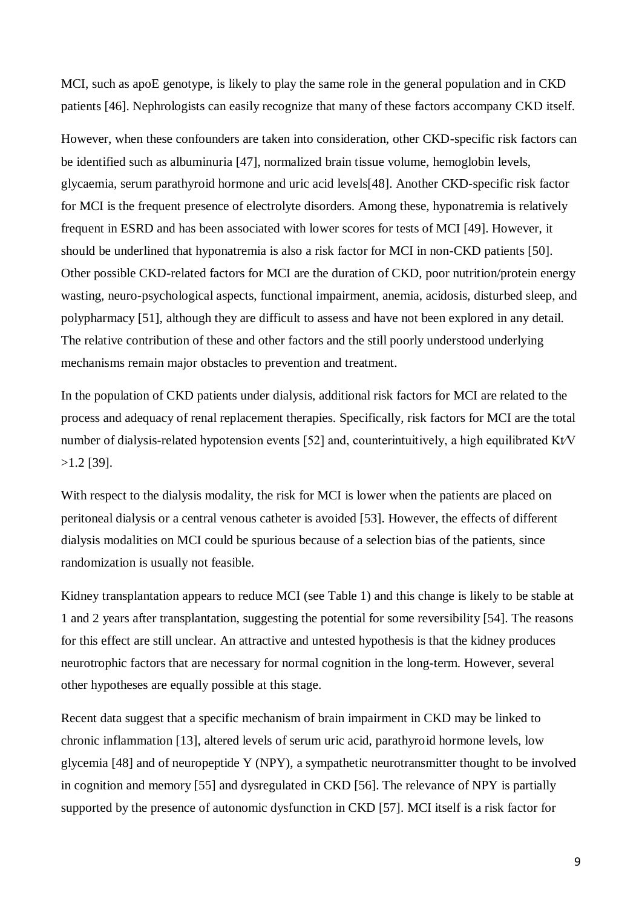MCI, such as apoE genotype, is likely to play the same role in the general population and in CKD patients [46]. Nephrologists can easily recognize that many of these factors accompany CKD itself.

However, when these confounders are taken into consideration, other CKD-specific risk factors can be identified such as albuminuria [47], normalized brain tissue volume, hemoglobin levels, glycaemia, serum parathyroid hormone and uric acid levels[48]. Another CKD-specific risk factor for MCI is the frequent presence of electrolyte disorders. Among these, hyponatremia is relatively frequent in ESRD and has been associated with lower scores for tests of MCI [49]. However, it should be underlined that hyponatremia is also a risk factor for MCI in non-CKD patients [50]. Other possible CKD-related factors for MCI are the duration of CKD, poor nutrition/protein energy wasting, neuro-psychological aspects, functional impairment, anemia, acidosis, disturbed sleep, and polypharmacy [51], although they are difficult to assess and have not been explored in any detail. The relative contribution of these and other factors and the still poorly understood underlying mechanisms remain major obstacles to prevention and treatment.

In the population of CKD patients under dialysis, additional risk factors for MCI are related to the process and adequacy of renal replacement therapies. Specifically, risk factors for MCI are the total number of dialysis-related hypotension events [52] and, counterintuitively, a high equilibrated Kt/V >1.2 [39].

With respect to the dialysis modality, the risk for MCI is lower when the patients are placed on peritoneal dialysis or a central venous catheter is avoided [53]. However, the effects of different dialysis modalities on MCI could be spurious because of a selection bias of the patients, since randomization is usually not feasible.

Kidney transplantation appears to reduce MCI (see Table 1) and this change is likely to be stable at 1 and 2 years after transplantation, suggesting the potential for some reversibility [54]. The reasons for this effect are still unclear. An attractive and untested hypothesis is that the kidney produces neurotrophic factors that are necessary for normal cognition in the long-term. However, several other hypotheses are equally possible at this stage.

Recent data suggest that a specific mechanism of brain impairment in CKD may be linked to chronic inflammation [13], altered levels of serum uric acid, parathyroid hormone levels, low glycemia [48] and of neuropeptide Y (NPY), a sympathetic neurotransmitter thought to be involved in cognition and memory [55] and dysregulated in CKD [56]. The relevance of NPY is partially supported by the presence of autonomic dysfunction in CKD [57]. MCI itself is a risk factor for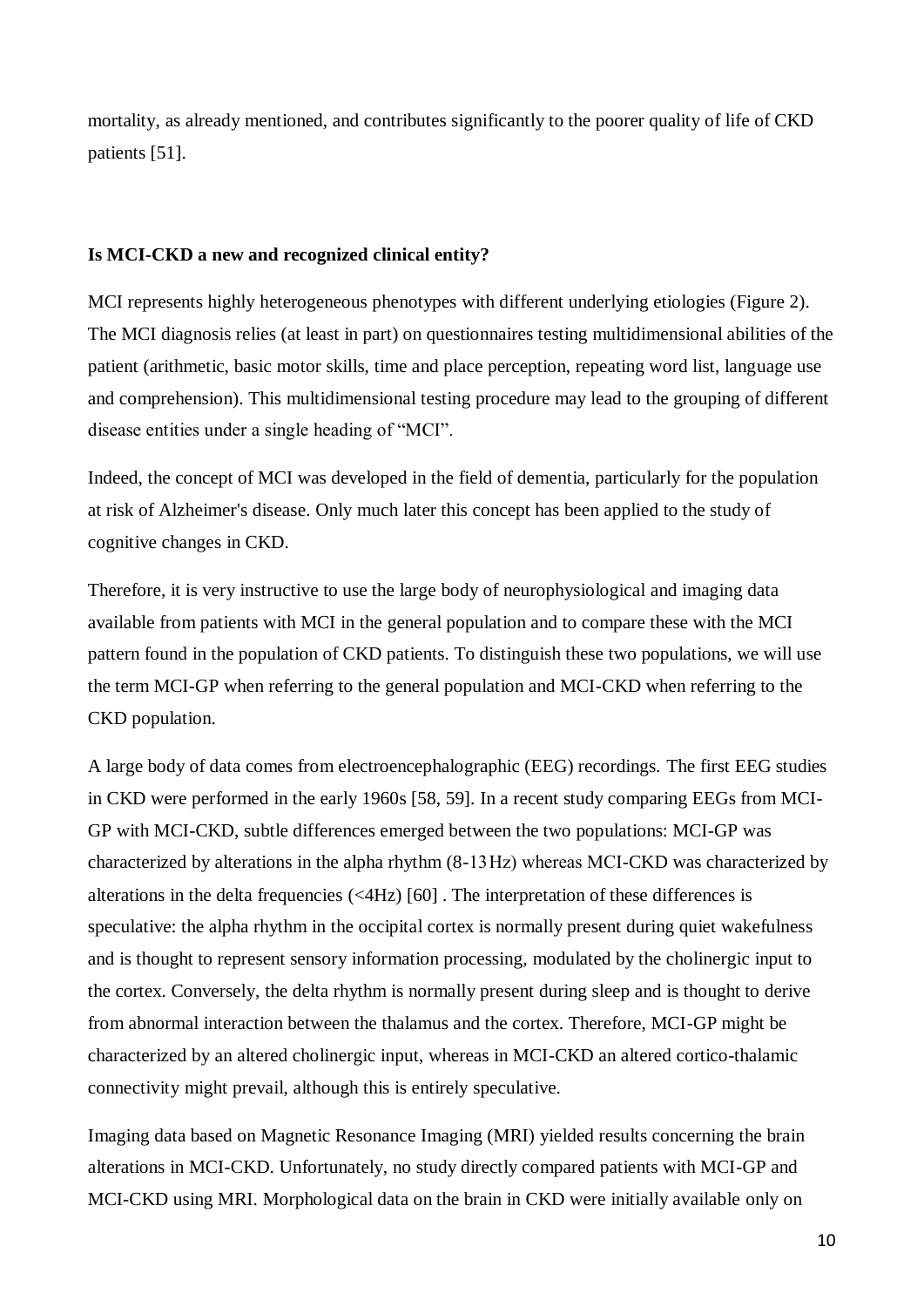mortality, as already mentioned, and contributes significantly to the poorer quality of life of CKD patients [51].

**Is MCI-CKD a new and recognized clinical entity?**

MCI represents highly heterogeneous phenotypes with different underlying etiologies (Figure 2). The MCI diagnosis relies (at least in part) on questionnaires testing multidimensional abilities of the patient (arithmetic, basic motor skills, time and place perception, repeating word list, language use and comprehension). This multidimensional testing procedure may lead to the grouping of different disease entities under a single heading of "MCI".

Indeed, the concept of MCI was developed in the field of dementia, particularly for the population at risk of Alzheimer's disease. Only much later this concept has been applied to the study of cognitive changes in CKD.

Therefore, it is very instructive to use the large body of neurophysiological and imaging data available from patients with MCI in the general population and to compare these with the MCI pattern found in the population of CKD patients. To distinguish these two populations, we will use the term MCI-GP when referring to the general population and MCI-CKD when referring to the CKD population.

A large body of data comes from electroencephalographic (EEG) recordings. The first EEG studies in CKD were performed in the early 1960s [58, 59]. In a recent study comparing EEGs from MCI-GP with MCI-CKD, subtle differences emerged between the two populations: MCI-GP was characterized by alterations in the alpha rhythm (8-13 Hz) whereas MCI-CKD was characterized by alterations in the delta frequencies (<4Hz) [60] . The interpretation of these differences is speculative: the alpha rhythm in the occipital cortex is normally present during quiet wakefulness and is thought to represent sensory information processing, modulated by the cholinergic input to the cortex. Conversely, the delta rhythm is normally present during sleep and is thought to derive from abnormal interaction between the thalamus and the cortex. Therefore, MCI-GP might be characterized by an altered cholinergic input, whereas in MCI-CKD an altered cortico-thalamic connectivity might prevail, although this is entirely speculative.

Imaging data based on Magnetic Resonance Imaging (MRI) yielded results concerning the brain alterations in MCI-CKD. Unfortunately, no study directly compared patients with MCI-GP and MCI-CKD using MRI. Morphological data on the brain in CKD were initially available only on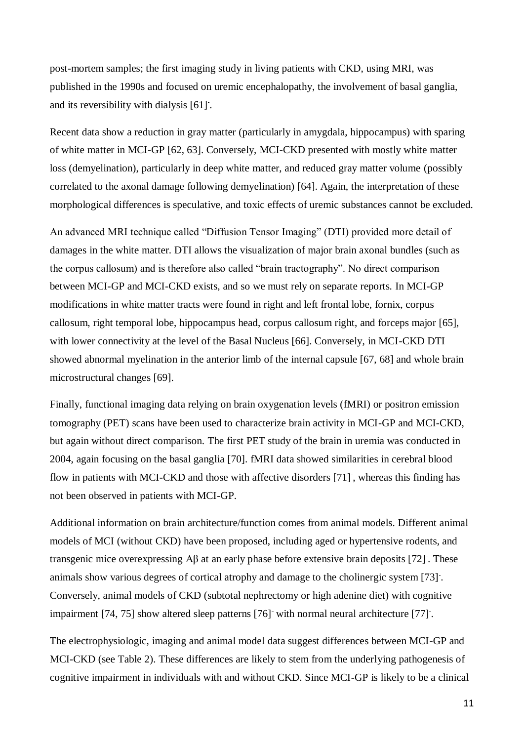post-mortem samples; the first imaging study in living patients with CKD, using MRI, was published in the 1990s and focused on uremic encephalopathy, the involvement of basal ganglia, and its reversibility with dialysis [61]-.

Recent data show a reduction in gray matter (particularly in amygdala, hippocampus) with sparing of white matter in MCI-GP [62, 63]. Conversely, MCI-CKD presented with mostly white matter loss (demyelination), particularly in deep white matter, and reduced gray matter volume (possibly correlated to the axonal damage following demyelination) [64]. Again, the interpretation of these morphological differences is speculative, and toxic effects of uremic substances cannot be excluded.

An advanced MRI technique called "Diffusion Tensor Imaging" (DTI) provided more detail of damages in the white matter. DTI allows the visualization of major brain axonal bundles (such as the corpus callosum) and is therefore also called "brain tractography". No direct comparison between MCI-GP and MCI-CKD exists, and so we must rely on separate reports. In MCI-GP modifications in white matter tracts were found in right and left frontal lobe, fornix, corpus callosum, right temporal lobe, hippocampus head, corpus callosum right, and forceps major [65], with lower connectivity at the level of the Basal Nucleus [66]. Conversely, in MCI-CKD DTI showed abnormal myelination in the anterior limb of the internal capsule [67, 68] and whole brain microstructural changes [69].

Finally, functional imaging data relying on brain oxygenation levels (fMRI) or positron emission tomography (PET) scans have been used to characterize brain activity in MCI-GP and MCI-CKD, but again without direct comparison. The first PET study of the brain in uremia was conducted in 2004, again focusing on the basal ganglia [70]. fMRI data showed similarities in cerebral blood flow in patients with MCI-CKD and those with affective disorders [71]-, whereas this finding has not been observed in patients with MCI-GP.

Additional information on brain architecture/function comes from animal models. Different animal models of MCI (without CKD) have been proposed, including aged or hypertensive rodents, and transgenic mice overexpressing Aβ at an early phase before extensive brain deposits [72]-. These animals show various degrees of cortical atrophy and damage to the cholinergic system [73]-. Conversely, animal models of CKD (subtotal nephrectomy or high adenine diet) with cognitive impairment [74, 75] show altered sleep patterns [76]- with normal neural architecture [77]-.

The electrophysiologic, imaging and animal model data suggest differences between MCI-GP and MCI-CKD (see Table 2). These differences are likely to stem from the underlying pathogenesis of cognitive impairment in individuals with and without CKD. Since MCI-GP is likely to be a clinical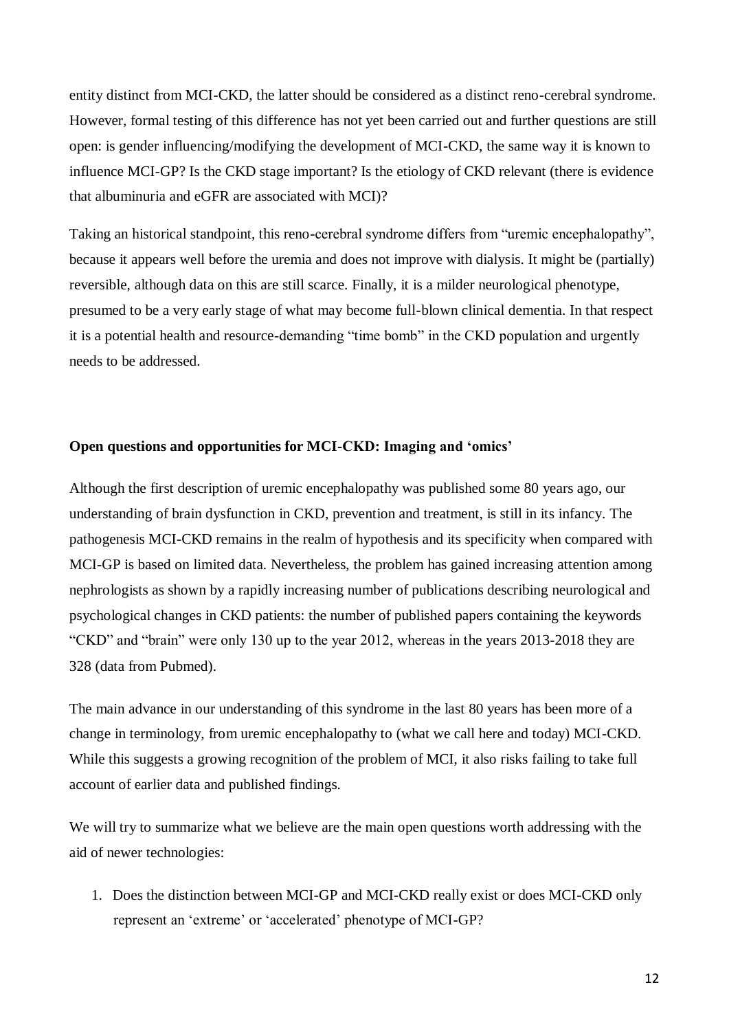entity distinct from MCI-CKD, the latter should be considered as a distinct reno-cerebral syndrome. However, formal testing of this difference has not yet been carried out and further questions are still open: is gender influencing/modifying the development of MCI-CKD, the same way it is known to influence MCI-GP? Is the CKD stage important? Is the etiology of CKD relevant (there is evidence that albuminuria and eGFR are associated with MCI)?

Taking an historical standpoint, this reno-cerebral syndrome differs from "uremic encephalopathy", because it appears well before the uremia and does not improve with dialysis. It might be (partially) reversible, although data on this are still scarce. Finally, it is a milder neurological phenotype, presumed to be a very early stage of what may become full-blown clinical dementia. In that respect it is a potential health and resource-demanding "time bomb" in the CKD population and urgently needs to be addressed.

**Open questions and opportunities for MCI-CKD: Imaging and 'omics'**

Although the first description of uremic encephalopathy was published some 80 years ago, our understanding of brain dysfunction in CKD, prevention and treatment, is still in its infancy. The pathogenesis MCI-CKD remains in the realm of hypothesis and its specificity when compared with MCI-GP is based on limited data. Nevertheless, the problem has gained increasing attention among nephrologists as shown by a rapidly increasing number of publications describing neurological and psychological changes in CKD patients: the number of published papers containing the keywords "CKD" and "brain" were only 130 up to the year 2012, whereas in the years 2013-2018 they are 328 (data from Pubmed).

The main advance in our understanding of this syndrome in the last 80 years has been more of a change in terminology, from uremic encephalopathy to (what we call here and today) MCI-CKD. While this suggests a growing recognition of the problem of MCI, it also risks failing to take full account of earlier data and published findings.

We will try to summarize what we believe are the main open questions worth addressing with the aid of newer technologies:

1. Does the distinction between MCI-GP and MCI-CKD really exist or does MCI-CKD only represent an 'extreme' or 'accelerated' phenotype of MCI-GP?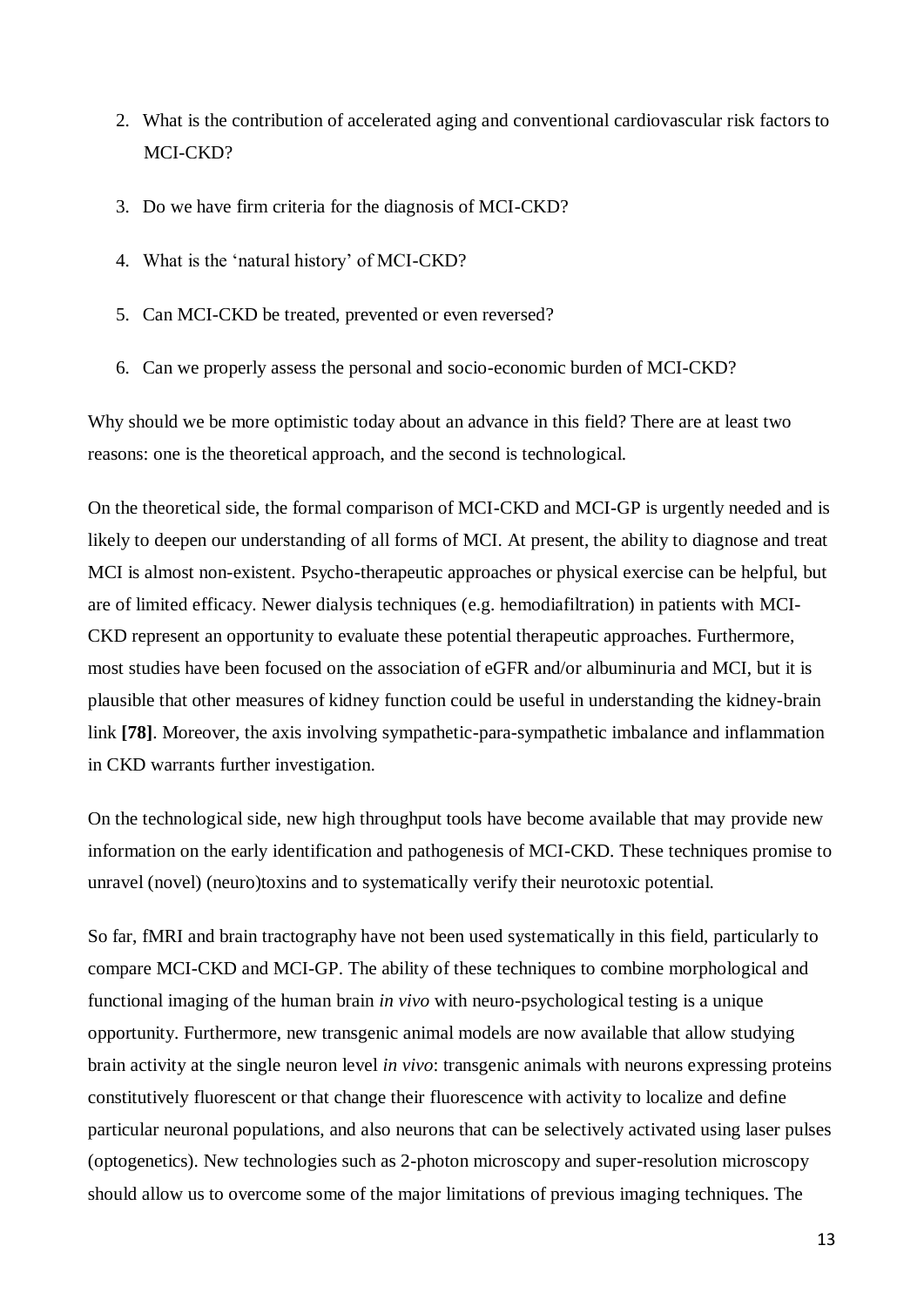2. What is the contribution of accelerated aging and conventional cardiovascular risk factors to MCI-CKD?
3. Do we have firm criteria for the diagnosis of MCI-CKD?
4. What is the 'natural history' of MCI-CKD?
5. Can MCI-CKD be treated, prevented or even reversed?
6. Can we properly assess the personal and socio-economic burden of MCI-CKD?

Why should we be more optimistic today about an advance in this field? There are at least two reasons: one is the theoretical approach, and the second is technological.

On the theoretical side, the formal comparison of MCI-CKD and MCI-GP is urgently needed and is likely to deepen our understanding of all forms of MCI. At present, the ability to diagnose and treat MCI is almost non-existent. Psycho-therapeutic approaches or physical exercise can be helpful, but are of limited efficacy. Newer dialysis techniques (e.g. hemodiafiltration) in patients with MCI-CKD represent an opportunity to evaluate these potential therapeutic approaches. Furthermore, most studies have been focused on the association of eGFR and/or albuminuria and MCI, but it is plausible that other measures of kidney function could be useful in understanding the kidney-brain link **[78]**. Moreover, the axis involving sympathetic-para-sympathetic imbalance and inflammation in CKD warrants further investigation.

On the technological side, new high throughput tools have become available that may provide new information on the early identification and pathogenesis of MCI-CKD. These techniques promise to unravel (novel) (neuro)toxins and to systematically verify their neurotoxic potential.

So far, fMRI and brain tractography have not been used systematically in this field, particularly to compare MCI-CKD and MCI-GP. The ability of these techniques to combine morphological and functional imaging of the human brain *in vivo* with neuro-psychological testing is a unique opportunity. Furthermore, new transgenic animal models are now available that allow studying brain activity at the single neuron level *in vivo*: transgenic animals with neurons expressing proteins constitutively fluorescent or that change their fluorescence with activity to localize and define particular neuronal populations, and also neurons that can be selectively activated using laser pulses (optogenetics). New technologies such as 2-photon microscopy and super-resolution microscopy should allow us to overcome some of the major limitations of previous imaging techniques. The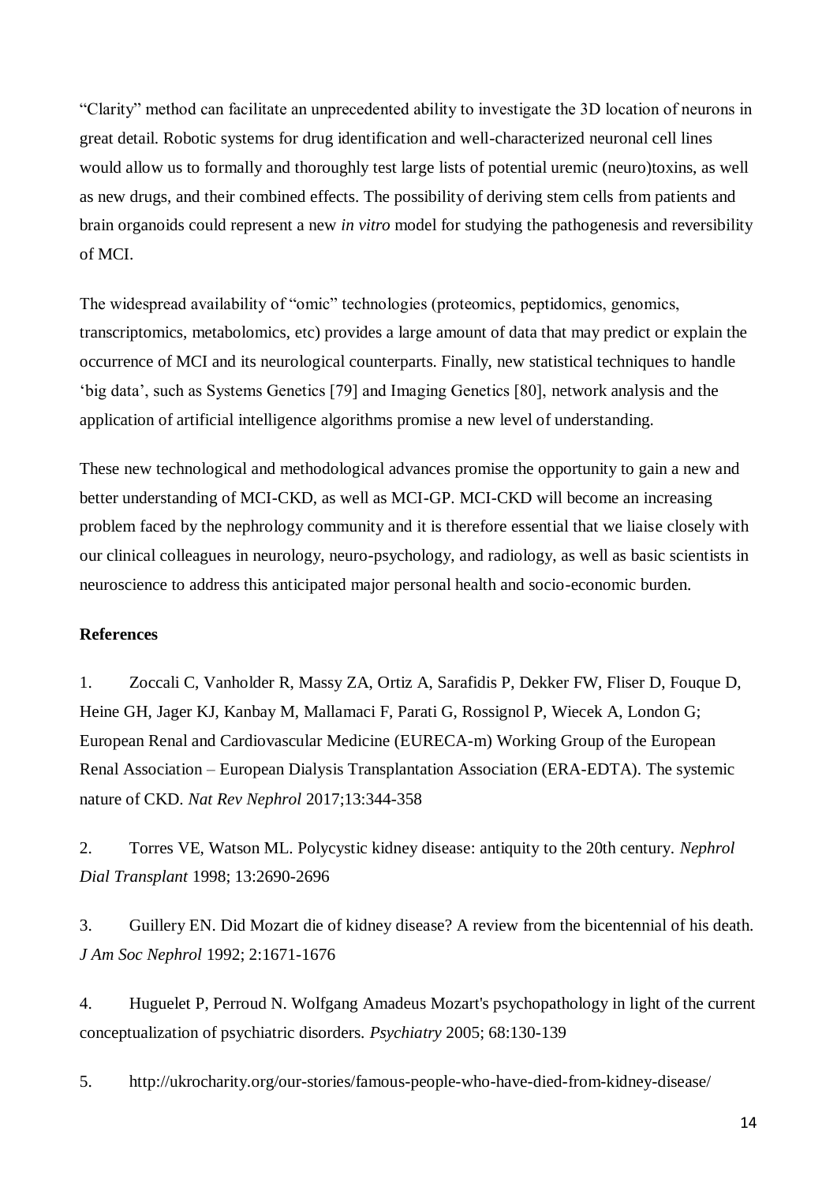"Clarity" method can facilitate an unprecedented ability to investigate the 3D location of neurons in great detail. Robotic systems for drug identification and well-characterized neuronal cell lines would allow us to formally and thoroughly test large lists of potential uremic (neuro)toxins, as well as new drugs, and their combined effects. The possibility of deriving stem cells from patients and brain organoids could represent a new *in vitro* model for studying the pathogenesis and reversibility of MCI.

The widespread availability of "omic" technologies (proteomics, peptidomics, genomics, transcriptomics, metabolomics, etc) provides a large amount of data that may predict or explain the occurrence of MCI and its neurological counterparts. Finally, new statistical techniques to handle 'big data', such as Systems Genetics [79] and Imaging Genetics [80], network analysis and the application of artificial intelligence algorithms promise a new level of understanding.

These new technological and methodological advances promise the opportunity to gain a new and better understanding of MCI-CKD, as well as MCI-GP. MCI-CKD will become an increasing problem faced by the nephrology community and it is therefore essential that we liaise closely with our clinical colleagues in neurology, neuro-psychology, and radiology, as well as basic scientists in neuroscience to address this anticipated major personal health and socio-economic burden.

**References**

1. Zoccali C, Vanholder R, Massy ZA, Ortiz A, Sarafidis P, Dekker FW, Fliser D, Fouque D, Heine GH, Jager KJ, Kanbay M, Mallamaci F, Parati G, Rossignol P, Wiecek A, London G; European Renal and Cardiovascular Medicine (EURECA-m) Working Group of the European Renal Association – European Dialysis Transplantation Association (ERA-EDTA). The systemic nature of CKD. *Nat Rev Nephrol* 2017;13:344-358

2. Torres VE, Watson ML. Polycystic kidney disease: antiquity to the 20th century. *Nephrol Dial Transplant* 1998; 13:2690-2696

3. Guillery EN. Did Mozart die of kidney disease? A review from the bicentennial of his death. *J Am Soc Nephrol* 1992; 2:1671-1676

4. Huguelet P, Perroud N. Wolfgang Amadeus Mozart's psychopathology in light of the current conceptualization of psychiatric disorders. *Psychiatry* 2005; 68:130-139

5. http://ukrocharity.org/our-stories/famous-people-who-have-died-from-kidney-disease/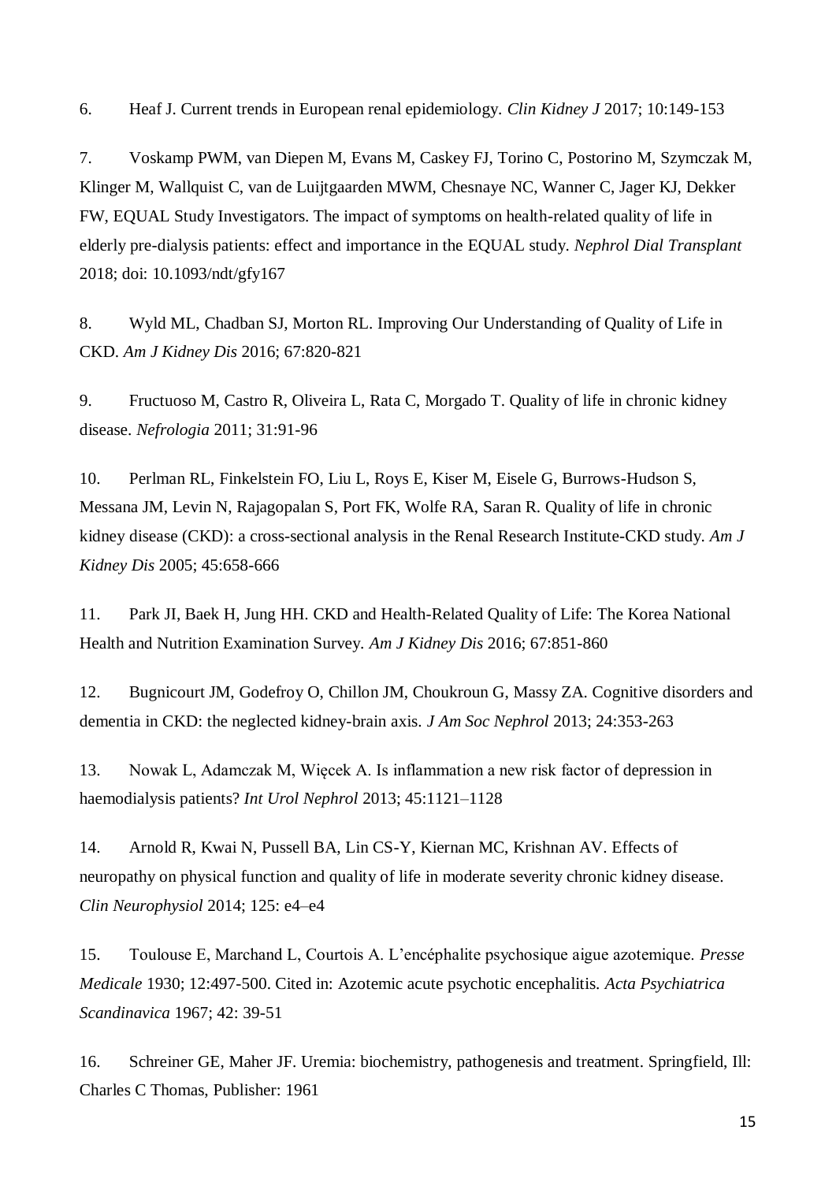6. Heaf J. Current trends in European renal epidemiology. *Clin Kidney J* 2017; 10:149-153

7. Voskamp PWM, van Diepen M, Evans M, Caskey FJ, Torino C, Postorino M, Szymczak M, Klinger M, Wallquist C, van de Luijtgaarden MWM, Chesnaye NC, Wanner C, Jager KJ, Dekker FW, EQUAL Study Investigators. The impact of symptoms on health-related quality of life in elderly pre-dialysis patients: effect and importance in the EQUAL study. *Nephrol Dial Transplant* 2018; doi: 10.1093/ndt/gfy167

8. Wyld ML, Chadban SJ, Morton RL. Improving Our Understanding of Quality of Life in CKD. *Am J Kidney Dis* 2016; 67:820-821

9. Fructuoso M, Castro R, Oliveira L, Rata C, Morgado T. Quality of life in chronic kidney disease. *Nefrologia* 2011; 31:91-96

10. Perlman RL, Finkelstein FO, Liu L, Roys E, Kiser M, Eisele G, Burrows-Hudson S, Messana JM, Levin N, Rajagopalan S, Port FK, Wolfe RA, Saran R. Quality of life in chronic kidney disease (CKD): a cross-sectional analysis in the Renal Research Institute-CKD study. *Am J Kidney Dis* 2005; 45:658-666

11. Park JI, Baek H, Jung HH. CKD and Health-Related Quality of Life: The Korea National Health and Nutrition Examination Survey. *Am J Kidney Dis* 2016; 67:851-860

12. Bugnicourt JM, Godefroy O, Chillon JM, Choukroun G, Massy ZA. Cognitive disorders and dementia in CKD: the neglected kidney-brain axis. *J Am Soc Nephrol* 2013; 24:353-263

13. Nowak L, Adamczak M, Więcek A. Is inflammation a new risk factor of depression in haemodialysis patients? *Int Urol Nephrol* 2013; 45:1121–1128

14. Arnold R, Kwai N, Pussell BA, Lin CS-Y, Kiernan MC, Krishnan AV. Effects of neuropathy on physical function and quality of life in moderate severity chronic kidney disease. *Clin Neurophysiol* 2014; 125: e4–e4

15. Toulouse E, Marchand L, Courtois A. L'encéphalite psychosique aigue azotemique. *Presse Medicale* 1930; 12:497-500. Cited in: Azotemic acute psychotic encephalitis. *Acta Psychiatrica Scandinavica* 1967; 42: 39-51

16. Schreiner GE, Maher JF. Uremia: biochemistry, pathogenesis and treatment. Springfield, Ill: Charles C Thomas, Publisher: 1961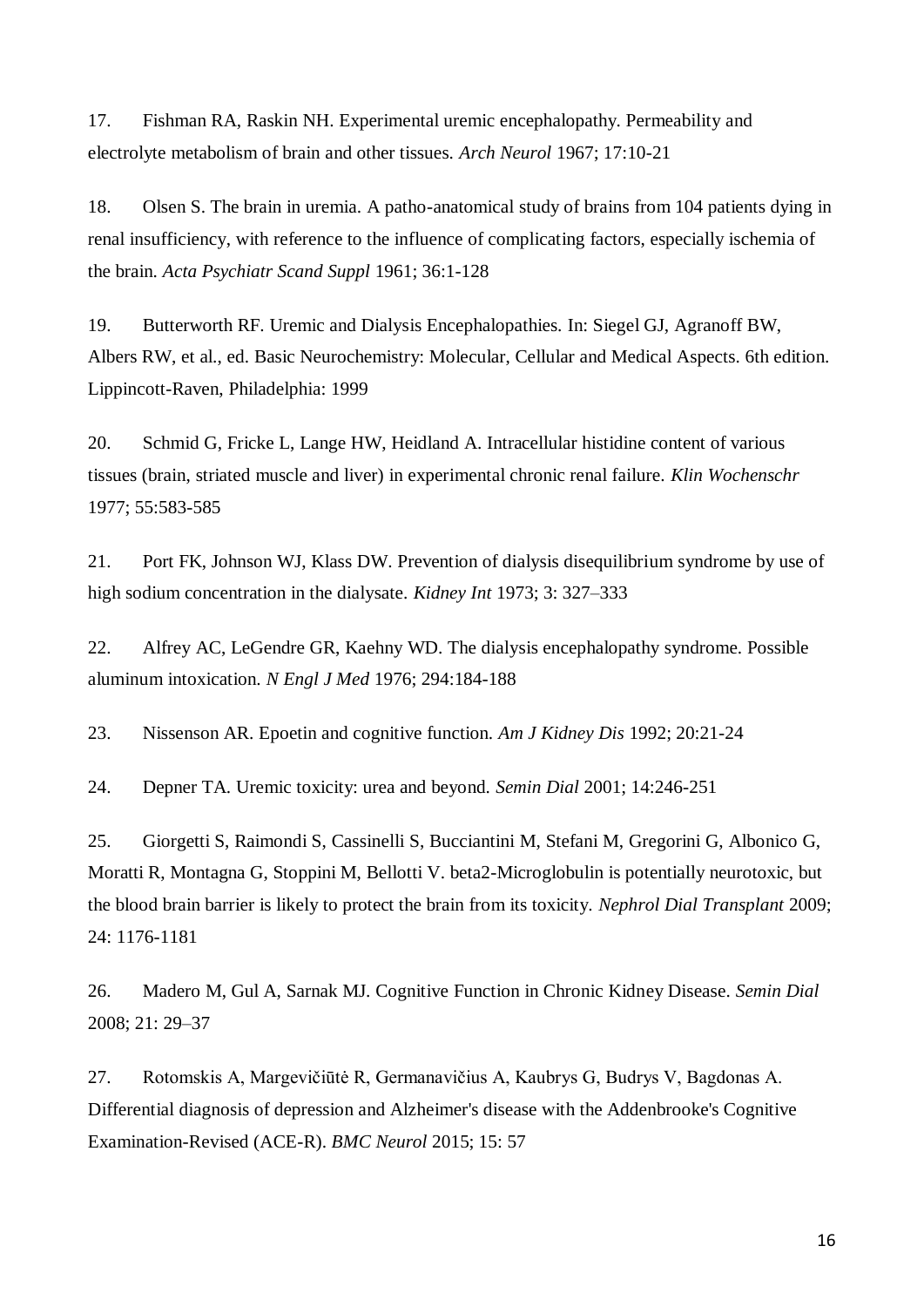17. Fishman RA, Raskin NH. Experimental uremic encephalopathy. Permeability and electrolyte metabolism of brain and other tissues. *Arch Neurol* 1967; 17:10-21

18. Olsen S. The brain in uremia. A patho-anatomical study of brains from 104 patients dying in renal insufficiency, with reference to the influence of complicating factors, especially ischemia of the brain. *Acta Psychiatr Scand Suppl* 1961; 36:1-128

19. Butterworth RF. Uremic and Dialysis Encephalopathies. In: Siegel GJ, Agranoff BW, Albers RW, et al., ed. Basic Neurochemistry: Molecular, Cellular and Medical Aspects. 6th edition. Lippincott-Raven, Philadelphia: 1999

20. Schmid G, Fricke L, Lange HW, Heidland A. Intracellular histidine content of various tissues (brain, striated muscle and liver) in experimental chronic renal failure. *Klin Wochenschr* 1977; 55:583-585

21. Port FK, Johnson WJ, Klass DW. Prevention of dialysis disequilibrium syndrome by use of high sodium concentration in the dialysate. *Kidney Int* 1973; 3: 327–333

22. Alfrey AC, LeGendre GR, Kaehny WD. The dialysis encephalopathy syndrome. Possible aluminum intoxication. *N Engl J Med* 1976; 294:184-188

23. Nissenson AR. Epoetin and cognitive function. *Am J Kidney Dis* 1992; 20:21-24

24. Depner TA. Uremic toxicity: urea and beyond. *Semin Dial* 2001; 14:246-251

25. Giorgetti S, Raimondi S, Cassinelli S, Bucciantini M, Stefani M, Gregorini G, Albonico G, Moratti R, Montagna G, Stoppini M, Bellotti V. beta2-Microglobulin is potentially neurotoxic, but the blood brain barrier is likely to protect the brain from its toxicity. *Nephrol Dial Transplant* 2009; 24: 1176-1181

26. Madero M, Gul A, Sarnak MJ. Cognitive Function in Chronic Kidney Disease. *Semin Dial* 2008; 21: 29–37

27. Rotomskis A, Margevičiūtė R, Germanavičius A, Kaubrys G, Budrys V, Bagdonas A. Differential diagnosis of depression and Alzheimer's disease with the Addenbrooke's Cognitive Examination-Revised (ACE-R). *BMC Neurol* 2015; 15: 57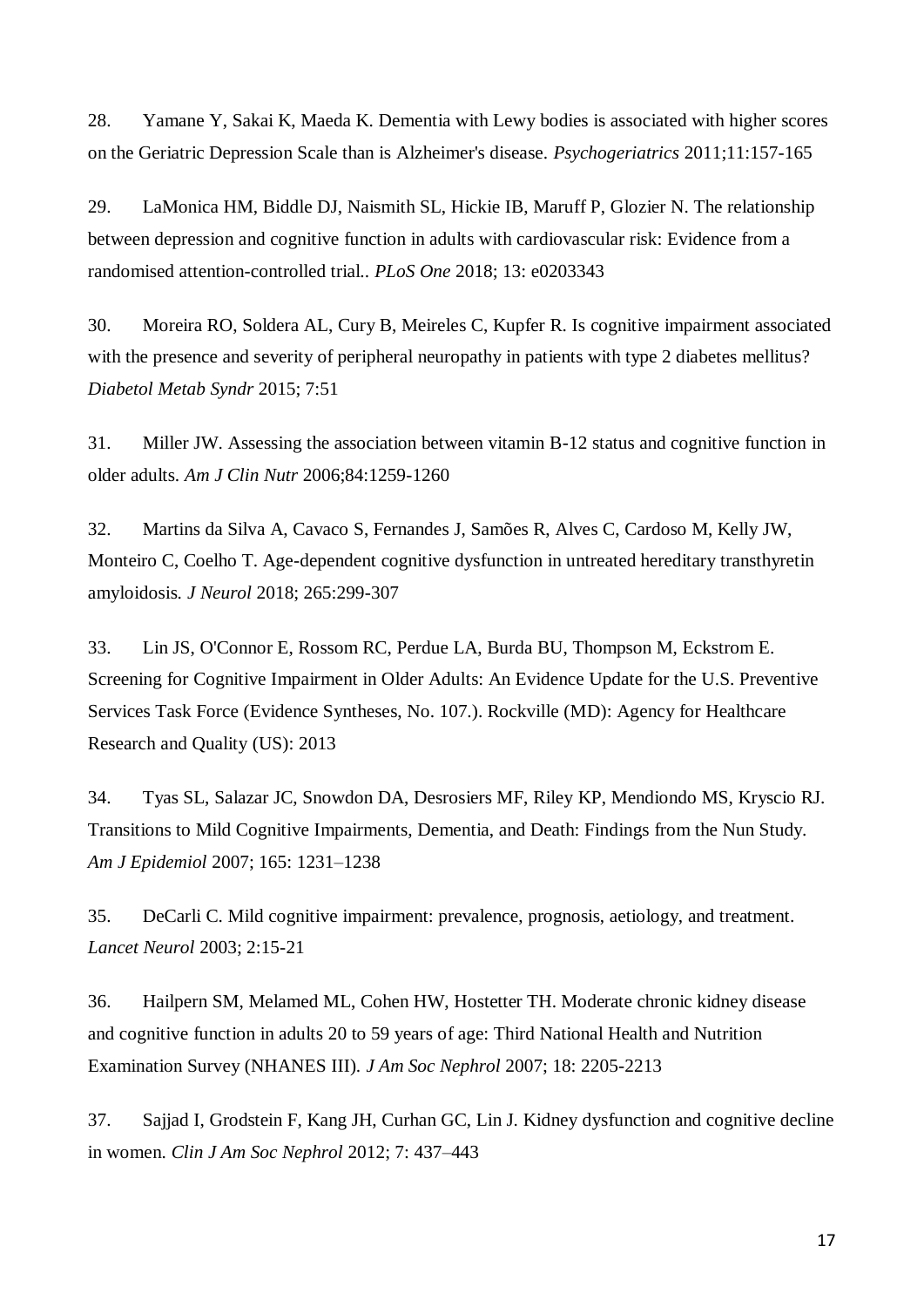28. Yamane Y, Sakai K, Maeda K. Dementia with Lewy bodies is associated with higher scores on the Geriatric Depression Scale than is Alzheimer's disease. *Psychogeriatrics* 2011;11:157-165

29. LaMonica HM, Biddle DJ, Naismith SL, Hickie IB, Maruff P, Glozier N. The relationship between depression and cognitive function in adults with cardiovascular risk: Evidence from a randomised attention-controlled trial.. *PLoS One* 2018; 13: e0203343

30. Moreira RO, Soldera AL, Cury B, Meireles C, Kupfer R. Is cognitive impairment associated with the presence and severity of peripheral neuropathy in patients with type 2 diabetes mellitus? *Diabetol Metab Syndr* 2015; 7:51

31. Miller JW. Assessing the association between vitamin B-12 status and cognitive function in older adults. *Am J Clin Nutr* 2006;84:1259-1260

32. Martins da Silva A, Cavaco S, Fernandes J, Samões R, Alves C, Cardoso M, Kelly JW, Monteiro C, Coelho T. Age-dependent cognitive dysfunction in untreated hereditary transthyretin amyloidosis. *J Neurol* 2018; 265:299-307

33. Lin JS, O'Connor E, Rossom RC, Perdue LA, Burda BU, Thompson M, Eckstrom E. Screening for Cognitive Impairment in Older Adults: An Evidence Update for the U.S. Preventive Services Task Force (Evidence Syntheses, No. 107.). Rockville (MD): Agency for Healthcare Research and Quality (US): 2013

34. Tyas SL, Salazar JC, Snowdon DA, Desrosiers MF, Riley KP, Mendiondo MS, Kryscio RJ. Transitions to Mild Cognitive Impairments, Dementia, and Death: Findings from the Nun Study. *Am J Epidemiol* 2007; 165: 1231–1238

35. DeCarli C. Mild cognitive impairment: prevalence, prognosis, aetiology, and treatment. *Lancet Neurol* 2003; 2:15-21

36. Hailpern SM, Melamed ML, Cohen HW, Hostetter TH. Moderate chronic kidney disease and cognitive function in adults 20 to 59 years of age: Third National Health and Nutrition Examination Survey (NHANES III). *J Am Soc Nephrol* 2007; 18: 2205-2213

37. Sajjad I, Grodstein F, Kang JH, Curhan GC, Lin J. Kidney dysfunction and cognitive decline in women. *Clin J Am Soc Nephrol* 2012; 7: 437–443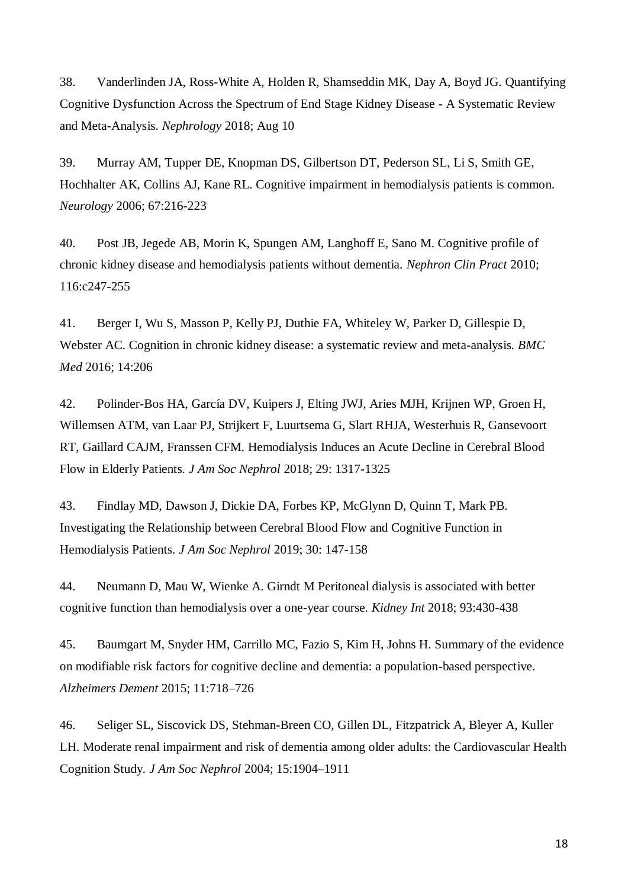38. Vanderlinden JA, Ross-White A, Holden R, Shamseddin MK, Day A, Boyd JG. Quantifying Cognitive Dysfunction Across the Spectrum of End Stage Kidney Disease - A Systematic Review and Meta-Analysis. *Nephrology* 2018; Aug 10

39. Murray AM, Tupper DE, Knopman DS, Gilbertson DT, Pederson SL, Li S, Smith GE, Hochhalter AK, Collins AJ, Kane RL. Cognitive impairment in hemodialysis patients is common. *Neurology* 2006; 67:216-223

40. Post JB, Jegede AB, Morin K, Spungen AM, Langhoff E, Sano M. Cognitive profile of chronic kidney disease and hemodialysis patients without dementia. *Nephron Clin Pract* 2010; 116:c247-255

41. Berger I, Wu S, Masson P, Kelly PJ, Duthie FA, Whiteley W, Parker D, Gillespie D, Webster AC. Cognition in chronic kidney disease: a systematic review and meta-analysis. *BMC Med* 2016; 14:206

42. Polinder-Bos HA, García DV, Kuipers J, Elting JWJ, Aries MJH, Krijnen WP, Groen H, Willemsen ATM, van Laar PJ, Strijkert F, Luurtsema G, Slart RHJA, Westerhuis R, Gansevoort RT, Gaillard CAJM, Franssen CFM. Hemodialysis Induces an Acute Decline in Cerebral Blood Flow in Elderly Patients. *J Am Soc Nephrol* 2018; 29: 1317-1325

43. Findlay MD, Dawson J, Dickie DA, Forbes KP, McGlynn D, Quinn T, Mark PB. Investigating the Relationship between Cerebral Blood Flow and Cognitive Function in Hemodialysis Patients. *J Am Soc Nephrol* 2019; 30: 147-158

44. Neumann D, Mau W, Wienke A. Girndt M Peritoneal dialysis is associated with better cognitive function than hemodialysis over a one-year course. *Kidney Int* 2018; 93:430-438

45. Baumgart M, Snyder HM, Carrillo MC, Fazio S, Kim H, Johns H. Summary of the evidence on modifiable risk factors for cognitive decline and dementia: a population-based perspective. *Alzheimers Dement* 2015; 11:718–726

46. Seliger SL, Siscovick DS, Stehman-Breen CO, Gillen DL, Fitzpatrick A, Bleyer A, Kuller LH. Moderate renal impairment and risk of dementia among older adults: the Cardiovascular Health Cognition Study. *J Am Soc Nephrol* 2004; 15:1904–1911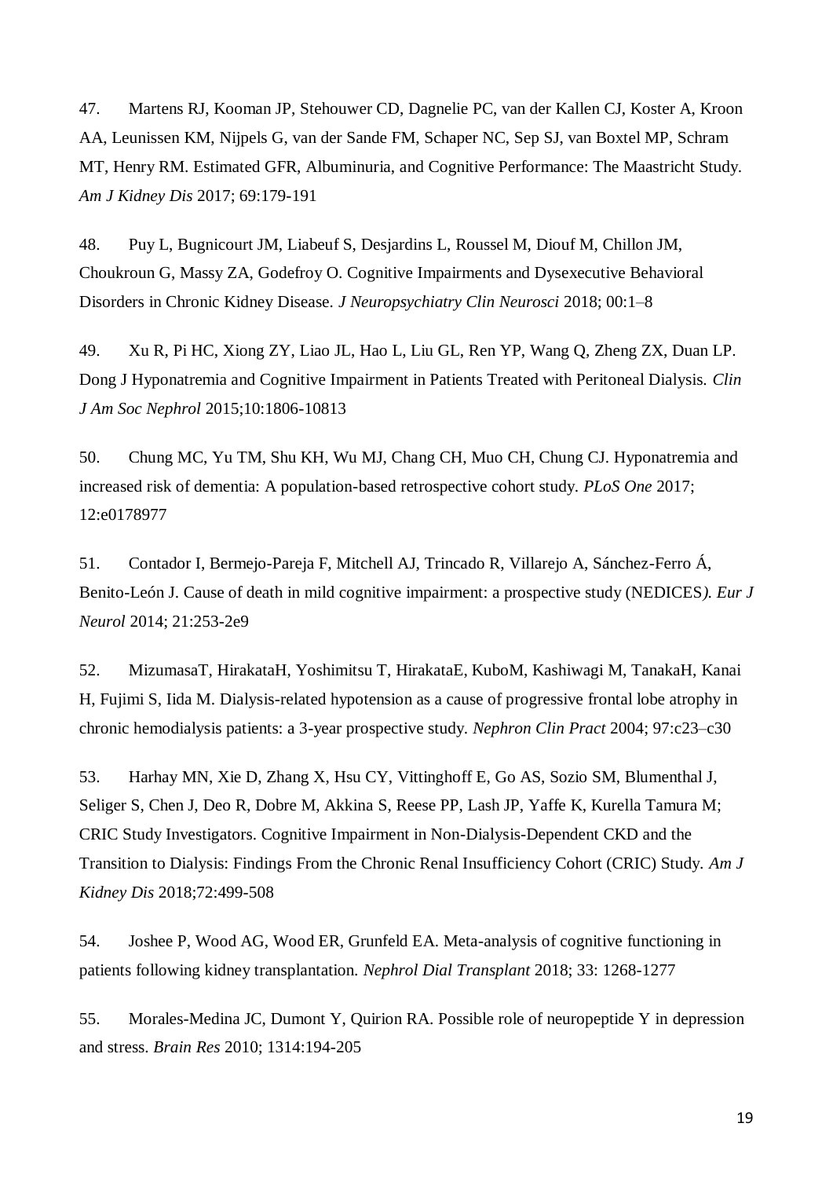47. Martens RJ, Kooman JP, Stehouwer CD, Dagnelie PC, van der Kallen CJ, Koster A, Kroon AA, Leunissen KM, Nijpels G, van der Sande FM, Schaper NC, Sep SJ, van Boxtel MP, Schram MT, Henry RM. Estimated GFR, Albuminuria, and Cognitive Performance: The Maastricht Study. *Am J Kidney Dis* 2017; 69:179-191

48. Puy L, Bugnicourt JM, Liabeuf S, Desjardins L, Roussel M, Diouf M, Chillon JM, Choukroun G, Massy ZA, Godefroy O. Cognitive Impairments and Dysexecutive Behavioral Disorders in Chronic Kidney Disease. *J Neuropsychiatry Clin Neurosci* 2018; 00:1–8

49. Xu R, Pi HC, Xiong ZY, Liao JL, Hao L, Liu GL, Ren YP, Wang Q, Zheng ZX, Duan LP. Dong J Hyponatremia and Cognitive Impairment in Patients Treated with Peritoneal Dialysis. *Clin J Am Soc Nephrol* 2015;10:1806-10813

50. Chung MC, Yu TM, Shu KH, Wu MJ, Chang CH, Muo CH, Chung CJ. Hyponatremia and increased risk of dementia: A population-based retrospective cohort study. *PLoS One* 2017; 12:e0178977

51. Contador I, Bermejo-Pareja F, Mitchell AJ, Trincado R, Villarejo A, Sánchez-Ferro Á, Benito-León J. Cause of death in mild cognitive impairment: a prospective study (NEDICES*). Eur J Neurol* 2014; 21:253-2e9

52. MizumasaT, HirakataH, Yoshimitsu T, HirakataE, KuboM, Kashiwagi M, TanakaH, Kanai H, Fujimi S, Iida M. Dialysis-related hypotension as a cause of progressive frontal lobe atrophy in chronic hemodialysis patients: a 3-year prospective study. *Nephron Clin Pract* 2004; 97:c23–c30

53. Harhay MN, Xie D, Zhang X, Hsu CY, Vittinghoff E, Go AS, Sozio SM, Blumenthal J, Seliger S, Chen J, Deo R, Dobre M, Akkina S, Reese PP, Lash JP, Yaffe K, Kurella Tamura M; CRIC Study Investigators. Cognitive Impairment in Non-Dialysis-Dependent CKD and the Transition to Dialysis: Findings From the Chronic Renal Insufficiency Cohort (CRIC) Study. *Am J Kidney Dis* 2018;72:499-508

54. Joshee P, Wood AG, Wood ER, Grunfeld EA. Meta-analysis of cognitive functioning in patients following kidney transplantation. *Nephrol Dial Transplant* 2018; 33: 1268-1277

55. Morales-Medina JC, Dumont Y, Quirion RA. Possible role of neuropeptide Y in depression and stress. *Brain Res* 2010; 1314:194-205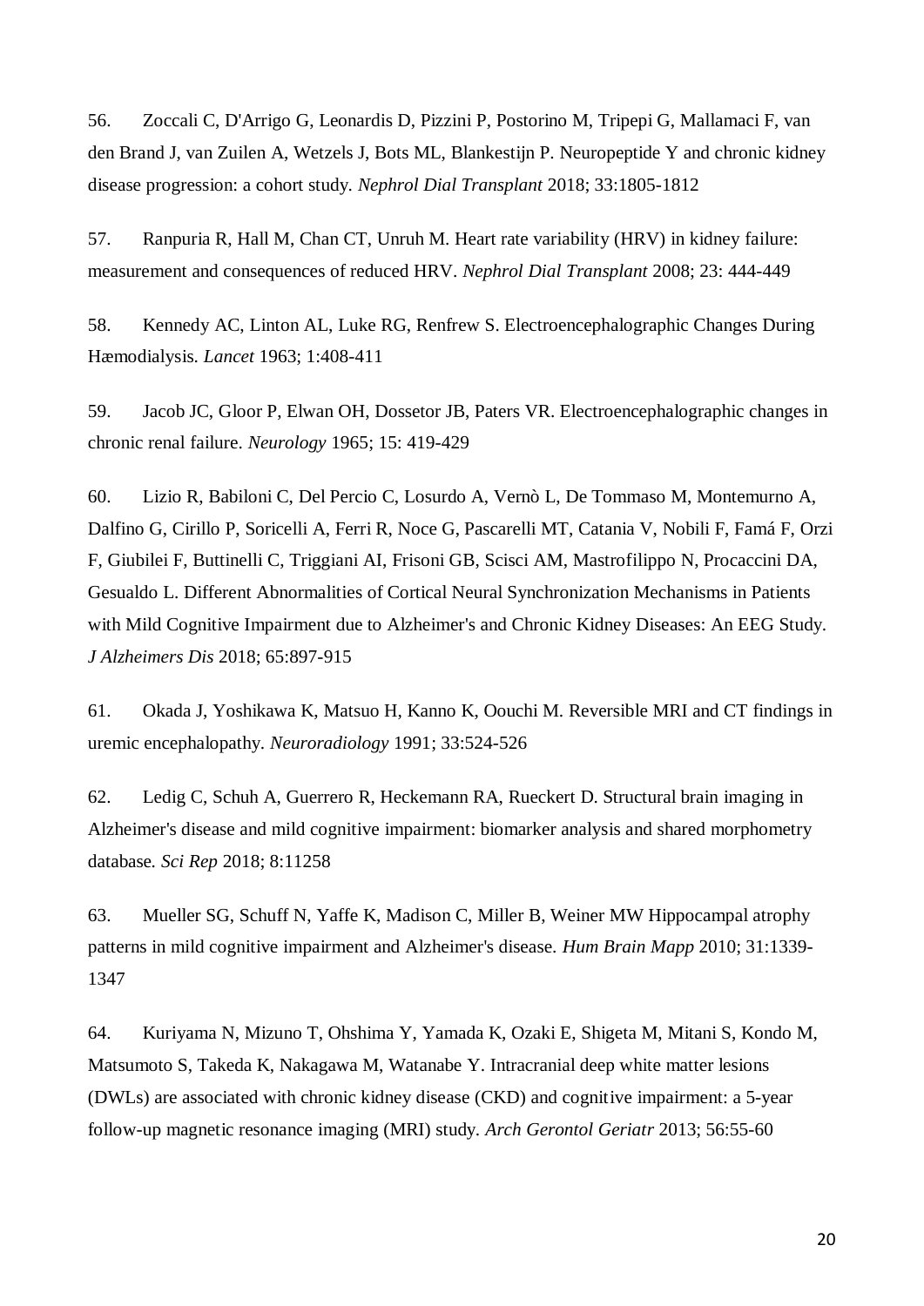56. Zoccali C, D'Arrigo G, Leonardis D, Pizzini P, Postorino M, Tripepi G, Mallamaci F, van den Brand J, van Zuilen A, Wetzels J, Bots ML, Blankestijn P. Neuropeptide Y and chronic kidney disease progression: a cohort study. *Nephrol Dial Transplant* 2018; 33:1805-1812

57. Ranpuria R, Hall M, Chan CT, Unruh M. Heart rate variability (HRV) in kidney failure: measurement and consequences of reduced HRV. *Nephrol Dial Transplant* 2008; 23: 444-449

58. Kennedy AC, Linton AL, Luke RG, Renfrew S. Electroencephalographic Changes During Hæmodialysis. *Lancet* 1963; 1:408-411

59. Jacob JC, Gloor P, Elwan OH, Dossetor JB, Paters VR. Electroencephalographic changes in chronic renal failure. *Neurology* 1965; 15: 419-429

60. Lizio R, Babiloni C, Del Percio C, Losurdo A, Vernò L, De Tommaso M, Montemurno A, Dalfino G, Cirillo P, Soricelli A, Ferri R, Noce G, Pascarelli MT, Catania V, Nobili F, Famá F, Orzi F, Giubilei F, Buttinelli C, Triggiani AI, Frisoni GB, Scisci AM, Mastrofilippo N, Procaccini DA, Gesualdo L. Different Abnormalities of Cortical Neural Synchronization Mechanisms in Patients with Mild Cognitive Impairment due to Alzheimer's and Chronic Kidney Diseases: An EEG Study. *J Alzheimers Dis* 2018; 65:897-915

61. Okada J, Yoshikawa K, Matsuo H, Kanno K, Oouchi M. Reversible MRI and CT findings in uremic encephalopathy. *Neuroradiology* 1991; 33:524-526

62. Ledig C, Schuh A, Guerrero R, Heckemann RA, Rueckert D. Structural brain imaging in Alzheimer's disease and mild cognitive impairment: biomarker analysis and shared morphometry database. *Sci Rep* 2018; 8:11258

63. Mueller SG, Schuff N, Yaffe K, Madison C, Miller B, Weiner MW Hippocampal atrophy patterns in mild cognitive impairment and Alzheimer's disease. *Hum Brain Mapp* 2010; 31:1339-1347

64. Kuriyama N, Mizuno T, Ohshima Y, Yamada K, Ozaki E, Shigeta M, Mitani S, Kondo M, Matsumoto S, Takeda K, Nakagawa M, Watanabe Y. Intracranial deep white matter lesions (DWLs) are associated with chronic kidney disease (CKD) and cognitive impairment: a 5-year follow-up magnetic resonance imaging (MRI) study. *Arch Gerontol Geriatr* 2013; 56:55-60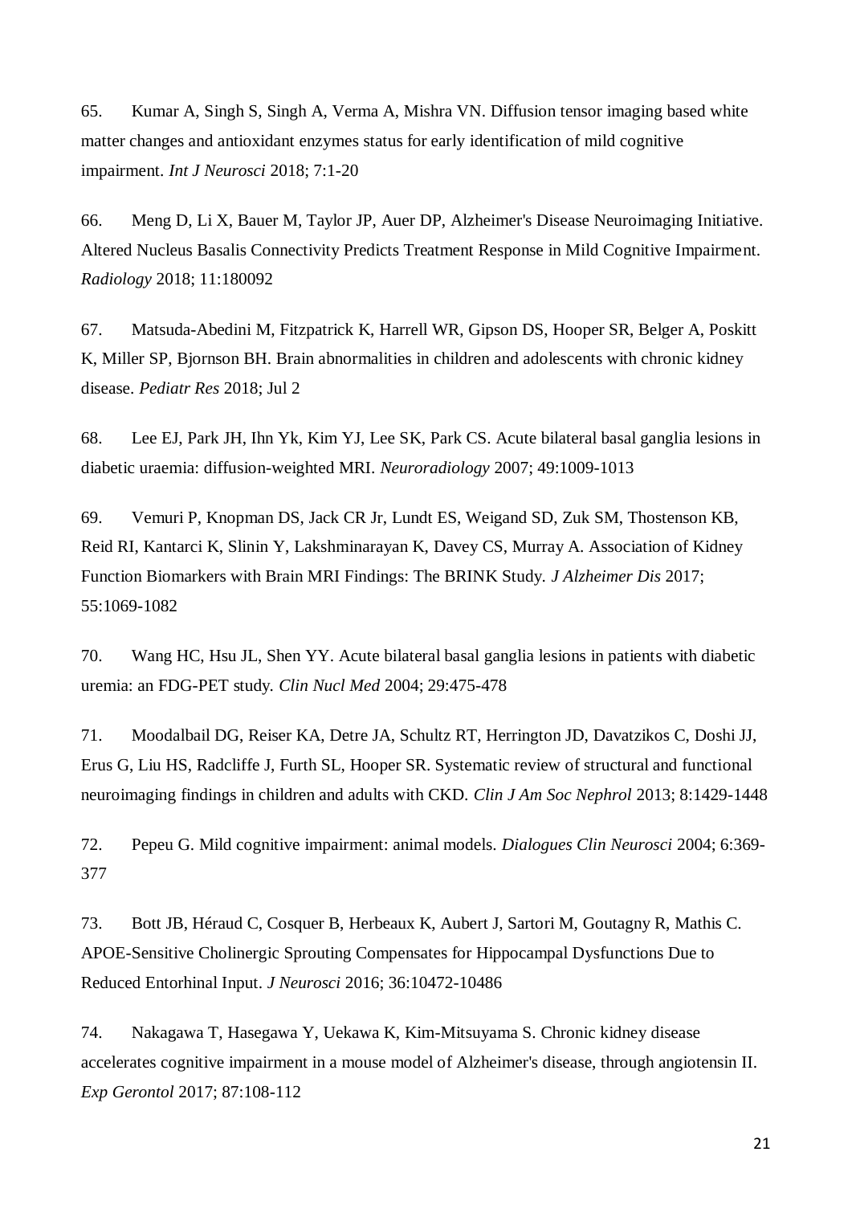65. Kumar A, Singh S, Singh A, Verma A, Mishra VN. Diffusion tensor imaging based white matter changes and antioxidant enzymes status for early identification of mild cognitive impairment. *Int J Neurosci* 2018; 7:1-20

66. Meng D, Li X, Bauer M, Taylor JP, Auer DP, Alzheimer's Disease Neuroimaging Initiative. Altered Nucleus Basalis Connectivity Predicts Treatment Response in Mild Cognitive Impairment. *Radiology* 2018; 11:180092

67. Matsuda-Abedini M, Fitzpatrick K, Harrell WR, Gipson DS, Hooper SR, Belger A, Poskitt K, Miller SP, Bjornson BH. Brain abnormalities in children and adolescents with chronic kidney disease. *Pediatr Res* 2018; Jul 2

68. Lee EJ, Park JH, Ihn Yk, Kim YJ, Lee SK, Park CS. Acute bilateral basal ganglia lesions in diabetic uraemia: diffusion-weighted MRI. *Neuroradiology* 2007; 49:1009-1013

69. Vemuri P, Knopman DS, Jack CR Jr, Lundt ES, Weigand SD, Zuk SM, Thostenson KB, Reid RI, Kantarci K, Slinin Y, Lakshminarayan K, Davey CS, Murray A. Association of Kidney Function Biomarkers with Brain MRI Findings: The BRINK Study. *J Alzheimer Dis* 2017; 55:1069-1082

70. Wang HC, Hsu JL, Shen YY. Acute bilateral basal ganglia lesions in patients with diabetic uremia: an FDG-PET study. *Clin Nucl Med* 2004; 29:475-478

71. Moodalbail DG, Reiser KA, Detre JA, Schultz RT, Herrington JD, Davatzikos C, Doshi JJ, Erus G, Liu HS, Radcliffe J, Furth SL, Hooper SR. Systematic review of structural and functional neuroimaging findings in children and adults with CKD. *Clin J Am Soc Nephrol* 2013; 8:1429-1448

72. Pepeu G. Mild cognitive impairment: animal models. *Dialogues Clin Neurosci* 2004; 6:369-377

73. Bott JB, Héraud C, Cosquer B, Herbeaux K, Aubert J, Sartori M, Goutagny R, Mathis C. APOE-Sensitive Cholinergic Sprouting Compensates for Hippocampal Dysfunctions Due to Reduced Entorhinal Input. *J Neurosci* 2016; 36:10472-10486

74. Nakagawa T, Hasegawa Y, Uekawa K, Kim-Mitsuyama S. Chronic kidney disease accelerates cognitive impairment in a mouse model of Alzheimer's disease, through angiotensin II. *Exp Gerontol* 2017; 87:108-112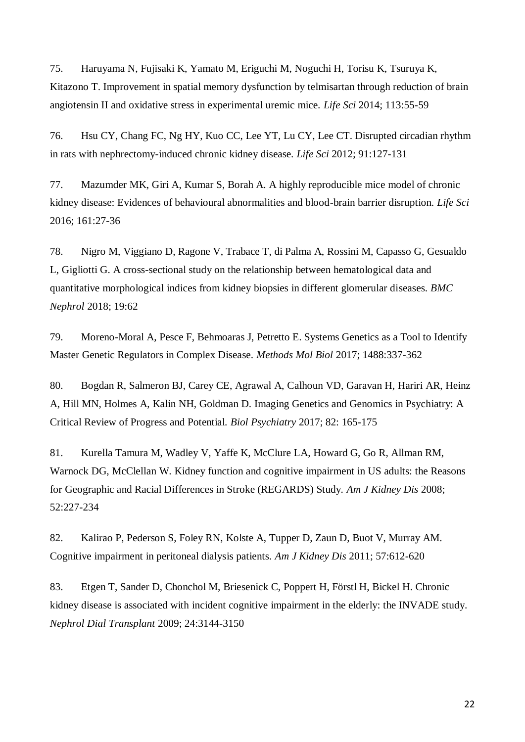75. Haruyama N, Fujisaki K, Yamato M, Eriguchi M, Noguchi H, Torisu K, Tsuruya K, Kitazono T. Improvement in spatial memory dysfunction by telmisartan through reduction of brain angiotensin II and oxidative stress in experimental uremic mice. *Life Sci* 2014; 113:55-59

76. Hsu CY, Chang FC, Ng HY, Kuo CC, Lee YT, Lu CY, Lee CT. Disrupted circadian rhythm in rats with nephrectomy-induced chronic kidney disease. *Life Sci* 2012; 91:127-131

77. Mazumder MK, Giri A, Kumar S, Borah A. A highly reproducible mice model of chronic kidney disease: Evidences of behavioural abnormalities and blood-brain barrier disruption. *Life Sci* 2016; 161:27-36

78. Nigro M, Viggiano D, Ragone V, Trabace T, di Palma A, Rossini M, Capasso G, Gesualdo L, Gigliotti G. A cross-sectional study on the relationship between hematological data and quantitative morphological indices from kidney biopsies in different glomerular diseases. *BMC Nephrol* 2018; 19:62

79. Moreno-Moral A, Pesce F, Behmoaras J, Petretto E. Systems Genetics as a Tool to Identify Master Genetic Regulators in Complex Disease. *Methods Mol Biol* 2017; 1488:337-362

80. Bogdan R, Salmeron BJ, Carey CE, Agrawal A, Calhoun VD, Garavan H, Hariri AR, Heinz A, Hill MN, Holmes A, Kalin NH, Goldman D. Imaging Genetics and Genomics in Psychiatry: A Critical Review of Progress and Potential. *Biol Psychiatry* 2017; 82: 165-175

81. Kurella Tamura M, Wadley V, Yaffe K, McClure LA, Howard G, Go R, Allman RM, Warnock DG, McClellan W. Kidney function and cognitive impairment in US adults: the Reasons for Geographic and Racial Differences in Stroke (REGARDS) Study. *Am J Kidney Dis* 2008; 52:227-234

82. Kalirao P, Pederson S, Foley RN, Kolste A, Tupper D, Zaun D, Buot V, Murray AM. Cognitive impairment in peritoneal dialysis patients. *Am J Kidney Dis* 2011; 57:612-620

83. Etgen T, Sander D, Chonchol M, Briesenick C, Poppert H, Förstl H, Bickel H. Chronic kidney disease is associated with incident cognitive impairment in the elderly: the INVADE study. *Nephrol Dial Transplant* 2009; 24:3144-3150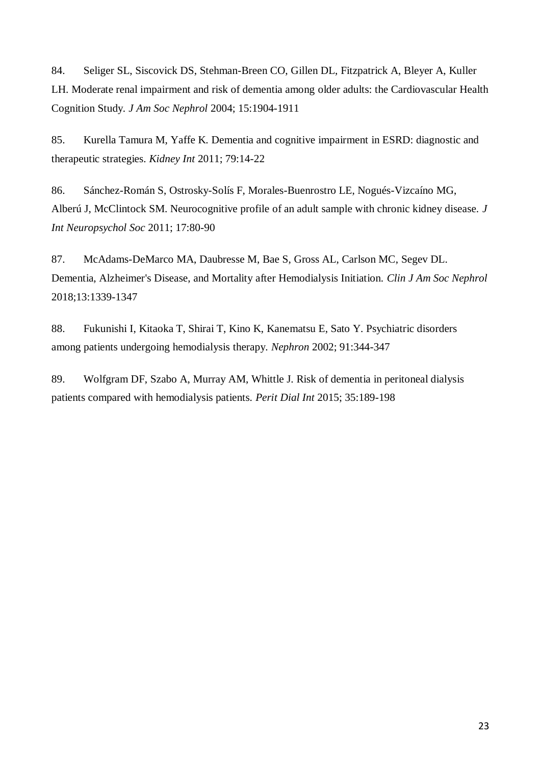84. Seliger SL, Siscovick DS, Stehman-Breen CO, Gillen DL, Fitzpatrick A, Bleyer A, Kuller LH. Moderate renal impairment and risk of dementia among older adults: the Cardiovascular Health Cognition Study. *J Am Soc Nephrol* 2004; 15:1904-1911

85. Kurella Tamura M, Yaffe K. Dementia and cognitive impairment in ESRD: diagnostic and therapeutic strategies. *Kidney Int* 2011; 79:14-22

86. Sánchez-Román S, Ostrosky-Solís F, Morales-Buenrostro LE, Nogués-Vizcaíno MG, Alberú J, McClintock SM. Neurocognitive profile of an adult sample with chronic kidney disease. *J Int Neuropsychol Soc* 2011; 17:80-90

87. McAdams-DeMarco MA, Daubresse M, Bae S, Gross AL, Carlson MC, Segev DL. Dementia, Alzheimer's Disease, and Mortality after Hemodialysis Initiation. *Clin J Am Soc Nephrol* 2018;13:1339-1347

88. Fukunishi I, Kitaoka T, Shirai T, Kino K, Kanematsu E, Sato Y. Psychiatric disorders among patients undergoing hemodialysis therapy. *Nephron* 2002; 91:344-347

89. Wolfgram DF, Szabo A, Murray AM, Whittle J. Risk of dementia in peritoneal dialysis patients compared with hemodialysis patients. *Perit Dial Int* 2015; 35:189-198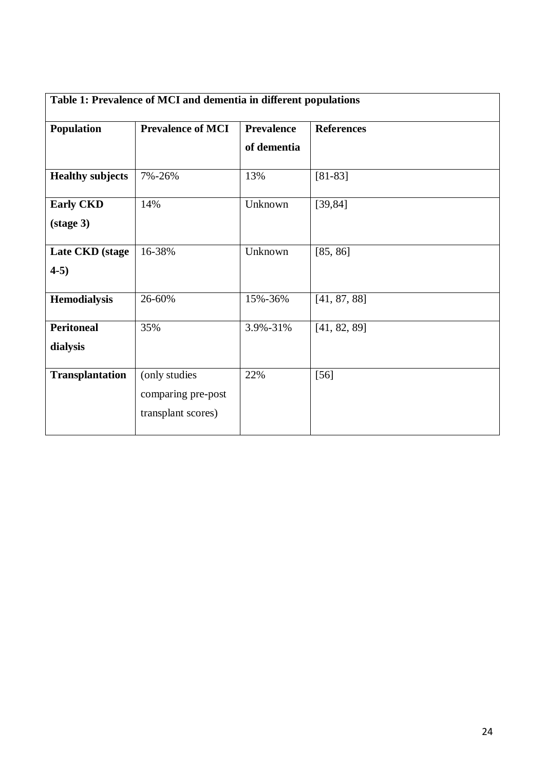**Table 1: Prevalence of MCI and dementia in different populations**

| Population | Prevalence of MCI | Prevalence of dementia | References |
|---|---|---|---|
| **Healthy subjects** | 7%-26% | 13% | [81-83] |
| **Early CKD (stage 3)** | 14% | Unknown | [39,84] |
| **Late CKD (stage 4-5)** | 16-38% | Unknown | [85, 86] |
| **Hemodialysis** | 26-60% | 15%-36% | [41, 87, 88] |
| **Peritoneal dialysis** | 35% | 3.9%-31% | [41, 82, 89] |
| **Transplantation** | (only studies comparing pre-post transplant scores) | 22% | [56] |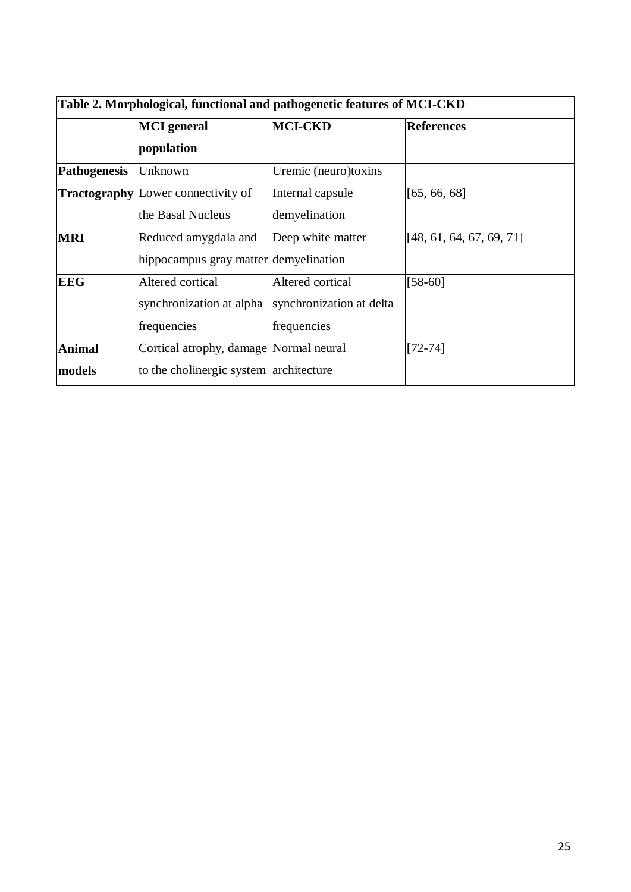**Table 2. Morphological, functional and pathogenetic features of MCI-CKD**

| | **MCI general population** | **MCI-CKD** | **References** |
|---|---|---|---|
| **Pathogenesis** | Unknown | Uremic (neuro)toxins | |
| **Tractography** | Lower connectivity of the Basal Nucleus | Internal capsule demyelination | [65, 66, 68] |
| **MRI** | Reduced amygdala and hippocampus gray matter | Deep white matter demyelination | [48, 61, 64, 67, 69, 71] |
| **EEG** | Altered cortical synchronization at alpha frequencies | Altered cortical synchronization at delta frequencies | [58-60] |
| **Animal models** | Cortical atrophy, damage to the cholinergic system | Normal neural architecture | [72-74] |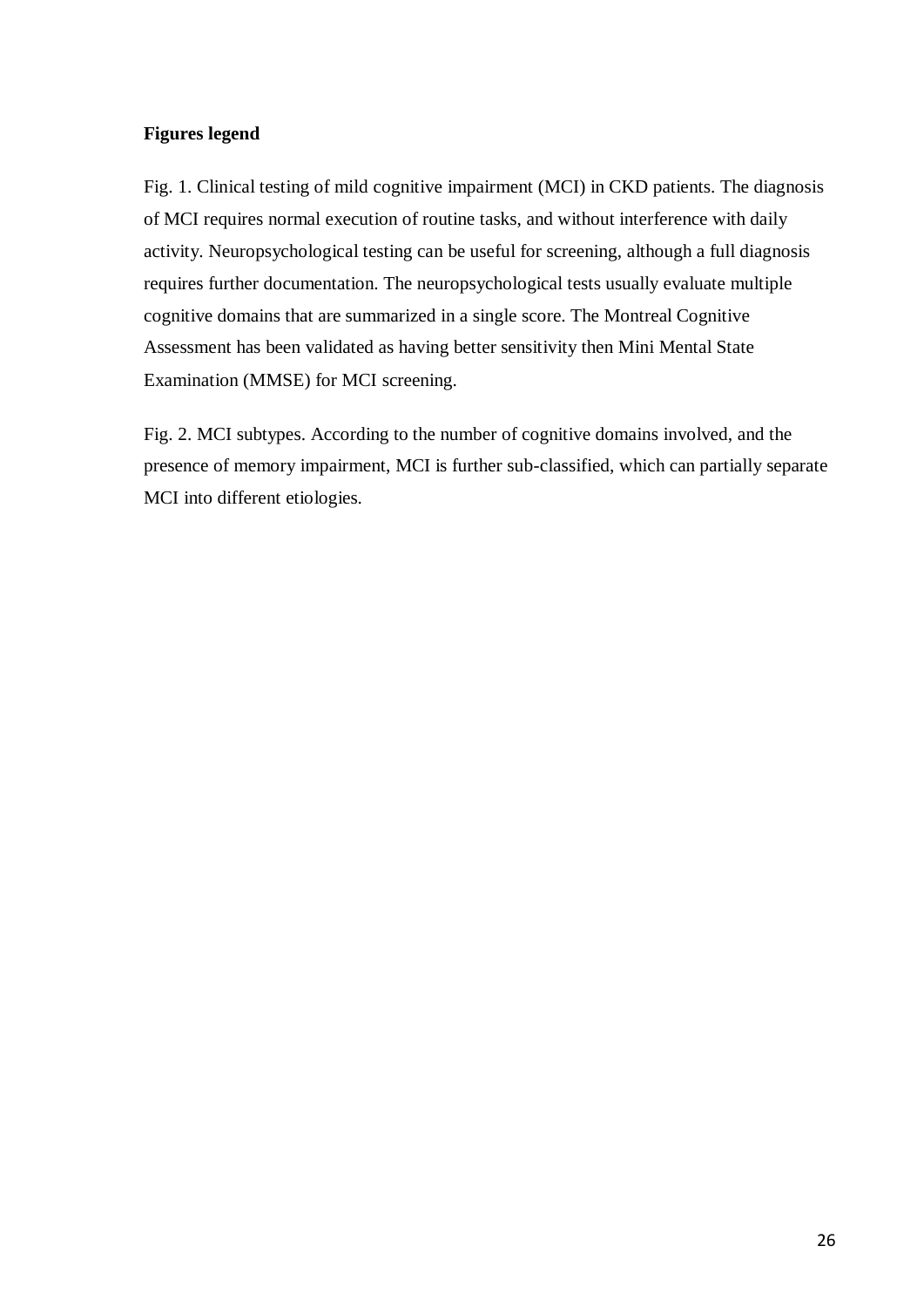**Figures legend**

Fig. 1. Clinical testing of mild cognitive impairment (MCI) in CKD patients. The diagnosis of MCI requires normal execution of routine tasks, and without interference with daily activity. Neuropsychological testing can be useful for screening, although a full diagnosis requires further documentation. The neuropsychological tests usually evaluate multiple cognitive domains that are summarized in a single score. The Montreal Cognitive Assessment has been validated as having better sensitivity then Mini Mental State Examination (MMSE) for MCI screening.

Fig. 2. MCI subtypes. According to the number of cognitive domains involved, and the presence of memory impairment, MCI is further sub-classified, which can partially separate MCI into different etiologies.